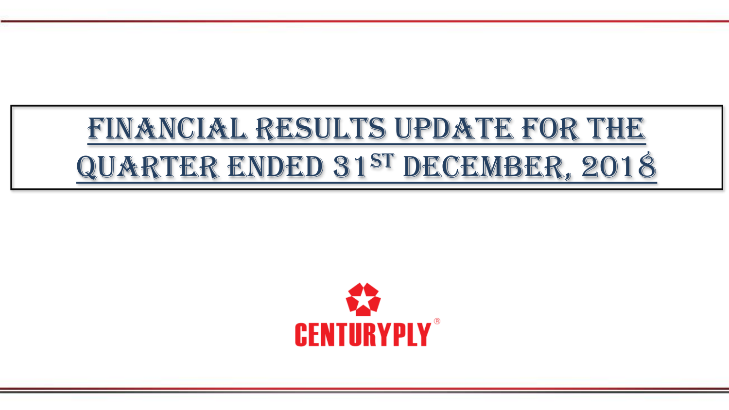# FINANCIAL RESULTS UPDATE FOR THE QUARTER ENDED 31ST DECEMBER, 2018

CENTURYPLY®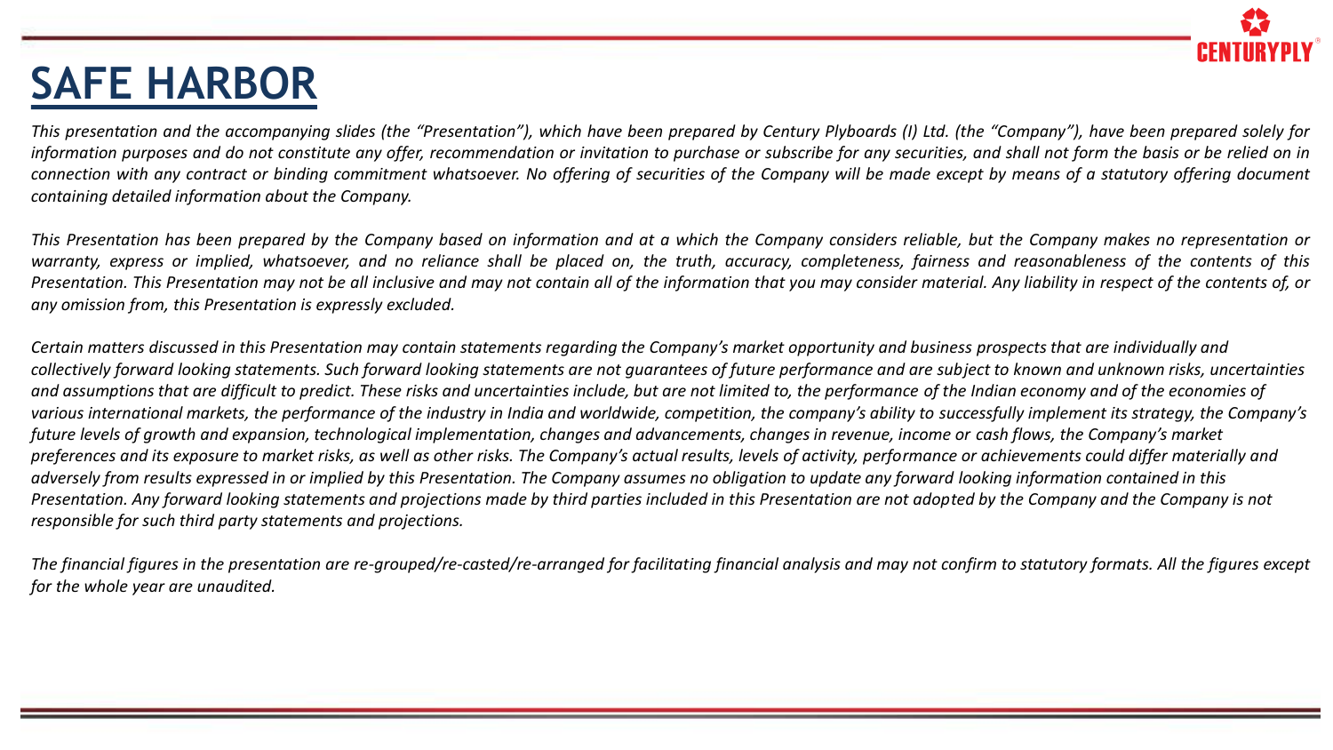# SAFE HARBOR

*This presentation and the accompanying slides (the "Presentation"), which have been prepared by Century Plyboards (I) Ltd. (the "Company"), have been prepared solely for information purposes and do not constitute any offer, recommendation or invitation to purchase or subscribe for any securities, and shall not form the basis or be relied on in connection with any contract or binding commitment whatsoever. No offering of securities of the Company will be made except by means of a statutory offering document containing detailed information about the Company.*

*This Presentation has been prepared by the Company based on information and at a which the Company considers reliable, but the Company makes no representation or warranty, express or implied, whatsoever, and no reliance shall be placed on, the truth, accuracy, completeness, fairness and reasonableness of the contents of this Presentation. This Presentation may not be all inclusive and may not contain all of the information that you may consider material. Any liability in respect of the contents of, or any omission from, this Presentation is expressly excluded.*

*Certain matters discussed in this Presentation may contain statements regarding the Company's market opportunity and business prospects that are individually and collectively forward looking statements. Such forward looking statements are not guarantees of future performance and are subject to known and unknown risks, uncertainties and assumptions that are difficult to predict. These risks and uncertainties include, but are not limited to, the performance of the Indian economy and of the economies of various international markets, the performance of the industry in India and worldwide, competition, the company's ability to successfully implement its strategy, the Company's future levels of growth and expansion, technological implementation, changes and advancements, changes in revenue, income or cash flows, the Company's market preferences and its exposure to market risks, as well as other risks. The Company's actual results, levels of activity, performance or achievements could differ materially and adversely from results expressed in or implied by this Presentation. The Company assumes no obligation to update any forward looking information contained in this Presentation. Any forward looking statements and projections made by third parties included in this Presentation are not adopted by the Company and the Company is not responsible for such third party statements and projections.*

*The financial figures in the presentation are re-grouped/re-casted/re-arranged for facilitating financial analysis and may not confirm to statutory formats. All the figures except for the whole year are unaudited.*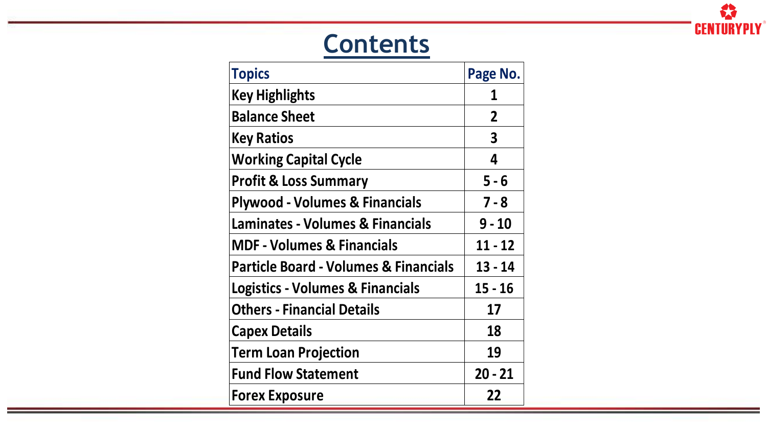# Contents

| Topics | Page No. |
|---|---|
| Key Highlights | 1 |
| Balance Sheet | 2 |
| Key Ratios | 3 |
| Working Capital Cycle | 4 |
| Profit & Loss Summary | 5 - 6 |
| Plywood - Volumes & Financials | 7 - 8 |
| Laminates - Volumes & Financials | 9 - 10 |
| MDF - Volumes & Financials | 11 - 12 |
| Particle Board - Volumes & Financials | 13 - 14 |
| Logistics - Volumes & Financials | 15 - 16 |
| Others - Financial Details | 17 |
| Capex Details | 18 |
| Term Loan Projection | 19 |
| Fund Flow Statement | 20 - 21 |
| Forex Exposure | 22 |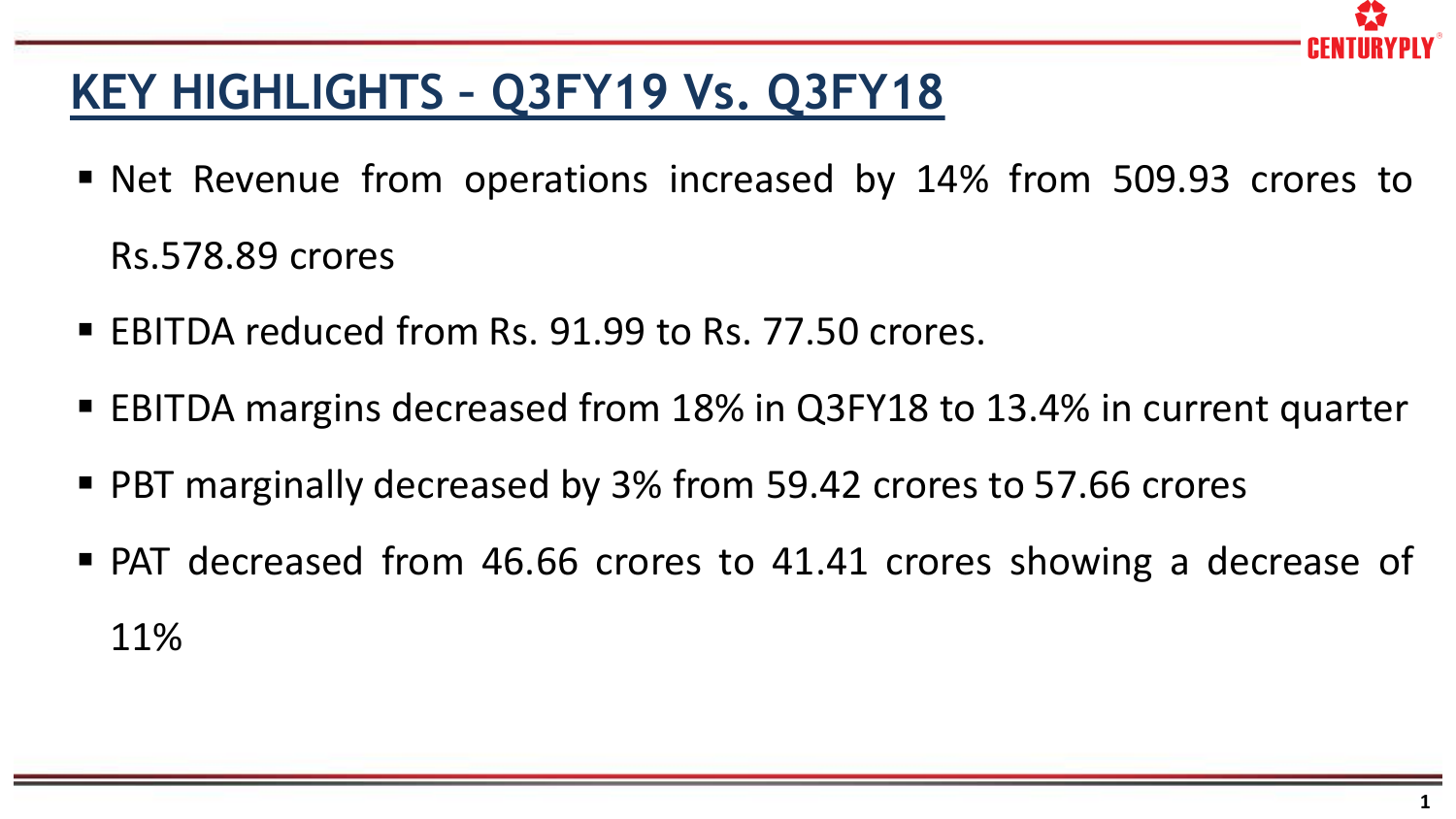## KEY HIGHLIGHTS – Q3FY19 Vs. Q3FY18

- Net Revenue from operations increased by 14% from 509.93 crores to Rs.578.89 crores
- EBITDA reduced from Rs. 91.99 to Rs. 77.50 crores.
- EBITDA margins decreased from 18% in Q3FY18 to 13.4% in current quarter
- PBT marginally decreased by 3% from 59.42 crores to 57.66 crores
- PAT decreased from 46.66 crores to 41.41 crores showing a decrease of 11%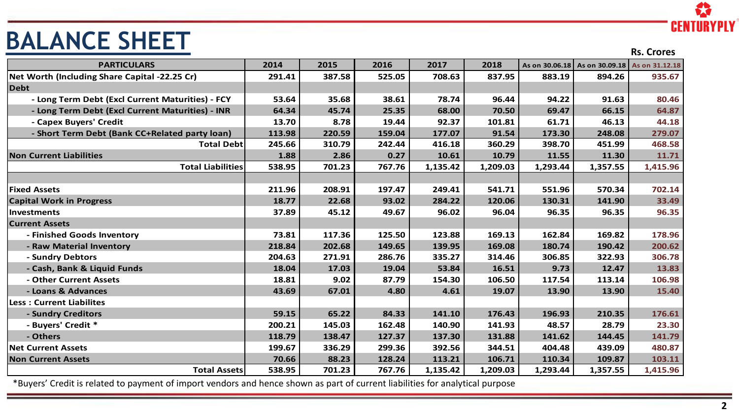# BALANCE SHEET

Rs. Crores

| PARTICULARS | 2014 | 2015 | 2016 | 2017 | 2018 | As on 30.06.18 | As on 30.09.18 | As on 31.12.18 |
|---|---|---|---|---|---|---|---|---|
| **Net Worth (Including Share Capital -22.25 Cr)** | 291.41 | 387.58 | 525.05 | 708.63 | 837.95 | 883.19 | 894.26 | 935.67 |
| **Debt** | | | | | | | | |
| - Long Term Debt (Excl Current Maturities) - FCY | 53.64 | 35.68 | 38.61 | 78.74 | 96.44 | 94.22 | 91.63 | 80.46 |
| - Long Term Debt (Excl Current Maturities) - INR | 64.34 | 45.74 | 25.35 | 68.00 | 70.50 | 69.47 | 66.15 | 64.87 |
| - Capex Buyers' Credit | 13.70 | 8.78 | 19.44 | 92.37 | 101.81 | 61.71 | 46.13 | 44.18 |
| - Short Term Debt (Bank CC+Related party loan) | 113.98 | 220.59 | 159.04 | 177.07 | 91.54 | 173.30 | 248.08 | 279.07 |
| **Total Debt** | 245.66 | 310.79 | 242.44 | 416.18 | 360.29 | 398.70 | 451.99 | 468.58 |
| **Non Current Liabilities** | 1.88 | 2.86 | 0.27 | 10.61 | 10.79 | 11.55 | 11.30 | 11.71 |
| **Total Liabilities** | 538.95 | 701.23 | 767.76 | 1,135.42 | 1,209.03 | 1,293.44 | 1,357.55 | 1,415.96 |
| | | | | | | | | |
| **Fixed Assets** | 211.96 | 208.91 | 197.47 | 249.41 | 541.71 | 551.96 | 570.34 | 702.14 |
| **Capital Work in Progress** | 18.77 | 22.68 | 93.02 | 284.22 | 120.06 | 130.31 | 141.90 | 33.49 |
| **Investments** | 37.89 | 45.12 | 49.67 | 96.02 | 96.04 | 96.35 | 96.35 | 96.35 |
| **Current Assets** | | | | | | | | |
| - Finished Goods Inventory | 73.81 | 117.36 | 125.50 | 123.88 | 169.13 | 162.84 | 169.82 | 178.96 |
| - Raw Material Inventory | 218.84 | 202.68 | 149.65 | 139.95 | 169.08 | 180.74 | 190.42 | 200.62 |
| - Sundry Debtors | 204.63 | 271.91 | 286.76 | 335.27 | 314.46 | 306.85 | 322.93 | 306.78 |
| - Cash, Bank & Liquid Funds | 18.04 | 17.03 | 19.04 | 53.84 | 16.51 | 9.73 | 12.47 | 13.83 |
| - Other Current Assets | 18.81 | 9.02 | 87.79 | 154.30 | 106.50 | 117.54 | 113.14 | 106.98 |
| - Loans & Advances | 43.69 | 67.01 | 4.80 | 4.61 | 19.07 | 13.90 | 13.90 | 15.40 |
| **Less : Current Liabilites** | | | | | | | | |
| - Sundry Creditors | 59.15 | 65.22 | 84.33 | 141.10 | 176.43 | 196.93 | 210.35 | 176.61 |
| - Buyers' Credit * | 200.21 | 145.03 | 162.48 | 140.90 | 141.93 | 48.57 | 28.79 | 23.30 |
| - Others | 118.79 | 138.47 | 127.37 | 137.30 | 131.88 | 141.62 | 144.45 | 141.79 |
| **Net Current Assets** | 199.67 | 336.29 | 299.36 | 392.56 | 344.51 | 404.48 | 439.09 | 480.87 |
| **Non Current Assets** | 70.66 | 88.23 | 128.24 | 113.21 | 106.71 | 110.34 | 109.87 | 103.11 |
| **Total Assets** | 538.95 | 701.23 | 767.76 | 1,135.42 | 1,209.03 | 1,293.44 | 1,357.55 | 1,415.96 |

*Buyers' Credit is related to payment of import vendors and hence shown as part of current liabilities for analytical purpose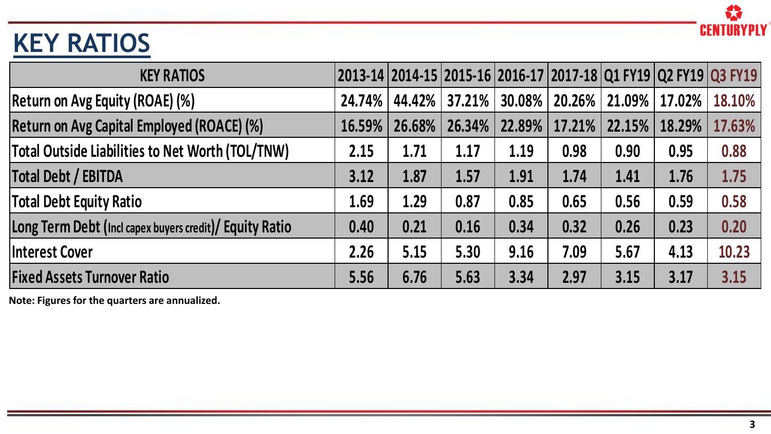# KEY RATIOS

| KEY RATIOS | 2013-14 | 2014-15 | 2015-16 | 2016-17 | 2017-18 | Q1 FY19 | Q2 FY19 | Q3 FY19 |
|---|---|---|---|---|---|---|---|---|
| Return on Avg Equity (ROAE) (%) | 24.74% | 44.42% | 37.21% | 30.08% | 20.26% | 21.09% | 17.02% | 18.10% |
| Return on Avg Capital Employed (ROACE) (%) | 16.59% | 26.68% | 26.34% | 22.89% | 17.21% | 22.15% | 18.29% | 17.63% |
| Total Outside Liabilities to Net Worth (TOL/TNW) | 2.15 | 1.71 | 1.17 | 1.19 | 0.98 | 0.90 | 0.95 | 0.88 |
| Total Debt / EBITDA | 3.12 | 1.87 | 1.57 | 1.91 | 1.74 | 1.41 | 1.76 | 1.75 |
| Total Debt Equity Ratio | 1.69 | 1.29 | 0.87 | 0.85 | 0.65 | 0.56 | 0.59 | 0.58 |
| Long Term Debt (Incl capex buyers credit)/ Equity Ratio | 0.40 | 0.21 | 0.16 | 0.34 | 0.32 | 0.26 | 0.23 | 0.20 |
| Interest Cover | 2.26 | 5.15 | 5.30 | 9.16 | 7.09 | 5.67 | 4.13 | 10.23 |
| Fixed Assets Turnover Ratio | 5.56 | 6.76 | 5.63 | 3.34 | 2.97 | 3.15 | 3.17 | 3.15 |

**Note: Figures for the quarters are annualized.**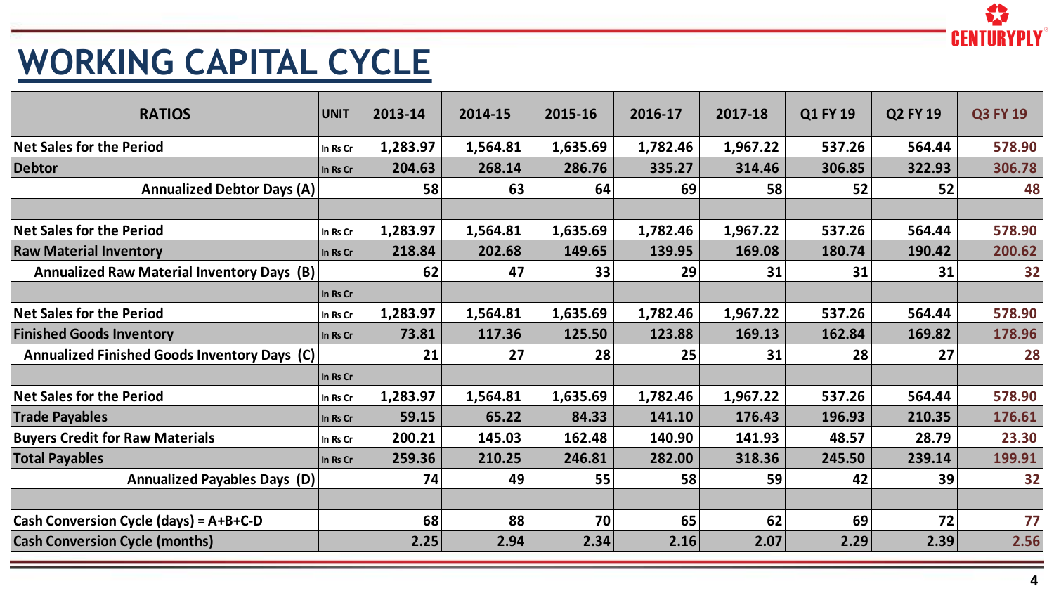# WORKING CAPITAL CYCLE

| RATIOS | UNIT | 2013-14 | 2014-15 | 2015-16 | 2016-17 | 2017-18 | Q1 FY 19 | Q2 FY 19 | Q3 FY 19 |
|---|---|---|---|---|---|---|---|---|---|
| Net Sales for the Period | In Rs Cr | 1,283.97 | 1,564.81 | 1,635.69 | 1,782.46 | 1,967.22 | 537.26 | 564.44 | 578.90 |
| Debtor | In Rs Cr | 204.63 | 268.14 | 286.76 | 335.27 | 314.46 | 306.85 | 322.93 | 306.78 |
| Annualized Debtor Days (A) | | 58 | 63 | 64 | 69 | 58 | 52 | 52 | 48 |
| | | | | | | | | | |
| Net Sales for the Period | In Rs Cr | 1,283.97 | 1,564.81 | 1,635.69 | 1,782.46 | 1,967.22 | 537.26 | 564.44 | 578.90 |
| Raw Material Inventory | In Rs Cr | 218.84 | 202.68 | 149.65 | 139.95 | 169.08 | 180.74 | 190.42 | 200.62 |
| Annualized Raw Material Inventory Days (B) | | 62 | 47 | 33 | 29 | 31 | 31 | 31 | 32 |
| | In Rs Cr | | | | | | | | |
| Net Sales for the Period | In Rs Cr | 1,283.97 | 1,564.81 | 1,635.69 | 1,782.46 | 1,967.22 | 537.26 | 564.44 | 578.90 |
| Finished Goods Inventory | In Rs Cr | 73.81 | 117.36 | 125.50 | 123.88 | 169.13 | 162.84 | 169.82 | 178.96 |
| Annualized Finished Goods Inventory Days (C) | | 21 | 27 | 28 | 25 | 31 | 28 | 27 | 28 |
| | In Rs Cr | | | | | | | | |
| Net Sales for the Period | In Rs Cr | 1,283.97 | 1,564.81 | 1,635.69 | 1,782.46 | 1,967.22 | 537.26 | 564.44 | 578.90 |
| Trade Payables | In Rs Cr | 59.15 | 65.22 | 84.33 | 141.10 | 176.43 | 196.93 | 210.35 | 176.61 |
| Buyers Credit for Raw Materials | In Rs Cr | 200.21 | 145.03 | 162.48 | 140.90 | 141.93 | 48.57 | 28.79 | 23.30 |
| Total Payables | In Rs Cr | 259.36 | 210.25 | 246.81 | 282.00 | 318.36 | 245.50 | 239.14 | 199.91 |
| Annualized Payables Days (D) | | 74 | 49 | 55 | 58 | 59 | 42 | 39 | 32 |
| | | | | | | | | | |
| Cash Conversion Cycle (days) = A+B+C-D | | 68 | 88 | 70 | 65 | 62 | 69 | 72 | 77 |
| Cash Conversion Cycle (months) | | 2.25 | 2.94 | 2.34 | 2.16 | 2.07 | 2.29 | 2.39 | 2.56 |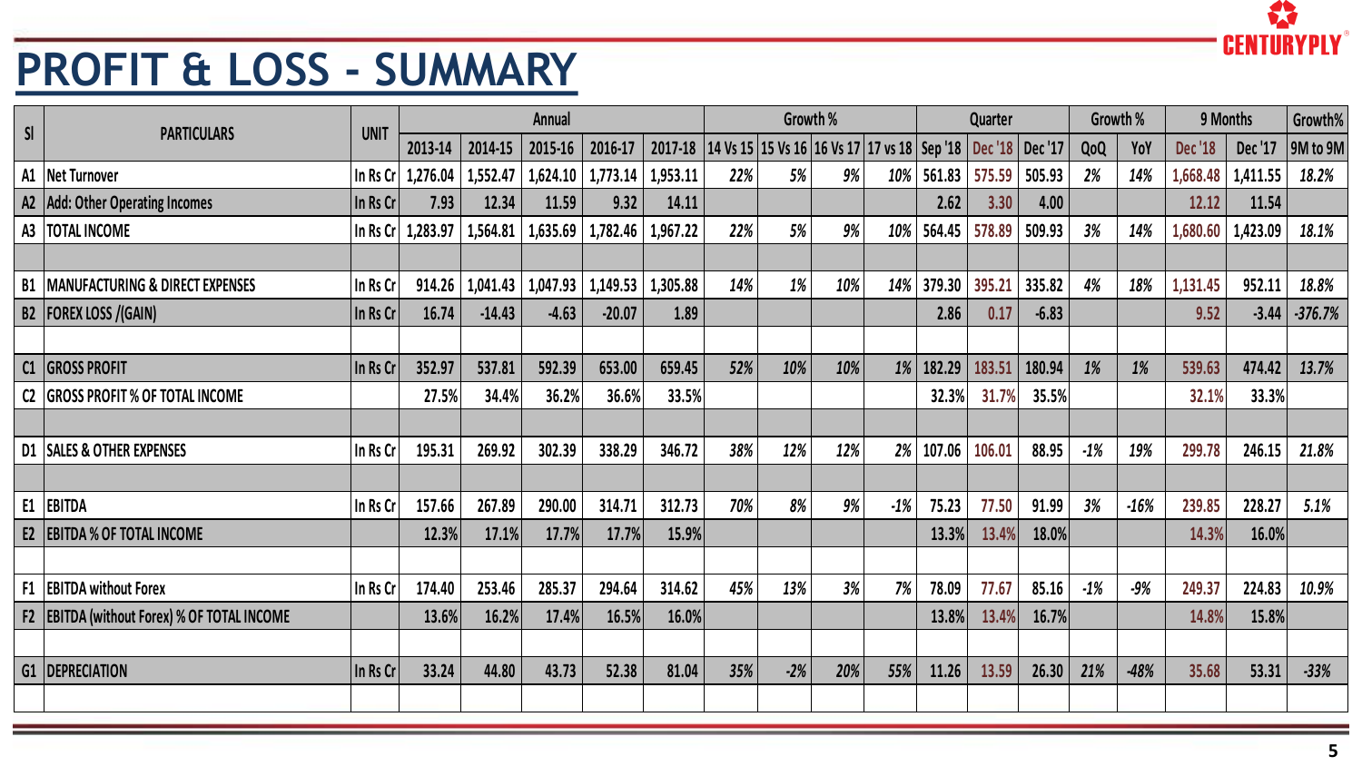# PROFIT & LOSS - SUMMARY

| Sl | PARTICULARS | UNIT | Annual | | | | | Growth % | | | | Quarter | | | Growth % | | 9 Months | | Growth% |
|---|---|---|---|---|---|---|---|---|---|---|---|---|---|---|---|---|---|---|---|
| | | | 2013-14 | 2014-15 | 2015-16 | 2016-17 | 2017-18 | 14 Vs 15 | 15 Vs 16 | 16 Vs 17 | 17 vs 18 | Sep '18 | Dec '18 | Dec '17 | QoQ | YoY | Dec '18 | Dec '17 | 9M to 9M |
| A1 | Net Turnover | In Rs Cr | 1,276.04 | 1,552.47 | 1,624.10 | 1,773.14 | 1,953.11 | 22% | 5% | 9% | 10% | 561.83 | 575.59 | 505.93 | 2% | 14% | 1,668.48 | 1,411.55 | 18.2% |
| A2 | Add: Other Operating Incomes | In Rs Cr | 7.93 | 12.34 | 11.59 | 9.32 | 14.11 | | | | | 2.62 | 3.30 | 4.00 | | | 12.12 | 11.54 | |
| A3 | TOTAL INCOME | In Rs Cr | 1,283.97 | 1,564.81 | 1,635.69 | 1,782.46 | 1,967.22 | 22% | 5% | 9% | 10% | 564.45 | 578.89 | 509.93 | 3% | 14% | 1,680.60 | 1,423.09 | 18.1% |
| | | | | | | | | | | | | | | | | | | | |
| B1 | MANUFACTURING & DIRECT EXPENSES | In Rs Cr | 914.26 | 1,041.43 | 1,047.93 | 1,149.53 | 1,305.88 | 14% | 1% | 10% | 14% | 379.30 | 395.21 | 335.82 | 4% | 18% | 1,131.45 | 952.11 | 18.8% |
| B2 | FOREX LOSS /(GAIN) | In Rs Cr | 16.74 | -14.43 | -4.63 | -20.07 | 1.89 | | | | | 2.86 | 0.17 | -6.83 | | | 9.52 | -3.44 | -376.7% |
| | | | | | | | | | | | | | | | | | | | |
| C1 | GROSS PROFIT | In Rs Cr | 352.97 | 537.81 | 592.39 | 653.00 | 659.45 | 52% | 10% | 10% | 1% | 182.29 | 183.51 | 180.94 | 1% | 1% | 539.63 | 474.42 | 13.7% |
| C2 | GROSS PROFIT % OF TOTAL INCOME | | 27.5% | 34.4% | 36.2% | 36.6% | 33.5% | | | | | 32.3% | 31.7% | 35.5% | | | 32.1% | 33.3% | |
| | | | | | | | | | | | | | | | | | | | |
| D1 | SALES & OTHER EXPENSES | In Rs Cr | 195.31 | 269.92 | 302.39 | 338.29 | 346.72 | 38% | 12% | 12% | 2% | 107.06 | 106.01 | 88.95 | -1% | 19% | 299.78 | 246.15 | 21.8% |
| | | | | | | | | | | | | | | | | | | | |
| E1 | EBITDA | In Rs Cr | 157.66 | 267.89 | 290.00 | 314.71 | 312.73 | 70% | 8% | 9% | -1% | 75.23 | 77.50 | 91.99 | 3% | -16% | 239.85 | 228.27 | 5.1% |
| E2 | EBITDA % OF TOTAL INCOME | | 12.3% | 17.1% | 17.7% | 17.7% | 15.9% | | | | | 13.3% | 13.4% | 18.0% | | | 14.3% | 16.0% | |
| | | | | | | | | | | | | | | | | | | | |
| F1 | EBITDA without Forex | In Rs Cr | 174.40 | 253.46 | 285.37 | 294.64 | 314.62 | 45% | 13% | 3% | 7% | 78.09 | 77.67 | 85.16 | -1% | -9% | 249.37 | 224.83 | 10.9% |
| F2 | EBITDA (without Forex) % OF TOTAL INCOME | | 13.6% | 16.2% | 17.4% | 16.5% | 16.0% | | | | | 13.8% | 13.4% | 16.7% | | | 14.8% | 15.8% | |
| | | | | | | | | | | | | | | | | | | | |
| G1 | DEPRECIATION | In Rs Cr | 33.24 | 44.80 | 43.73 | 52.38 | 81.04 | 35% | -2% | 20% | 55% | 11.26 | 13.59 | 26.30 | 21% | -48% | 35.68 | 53.31 | -33% |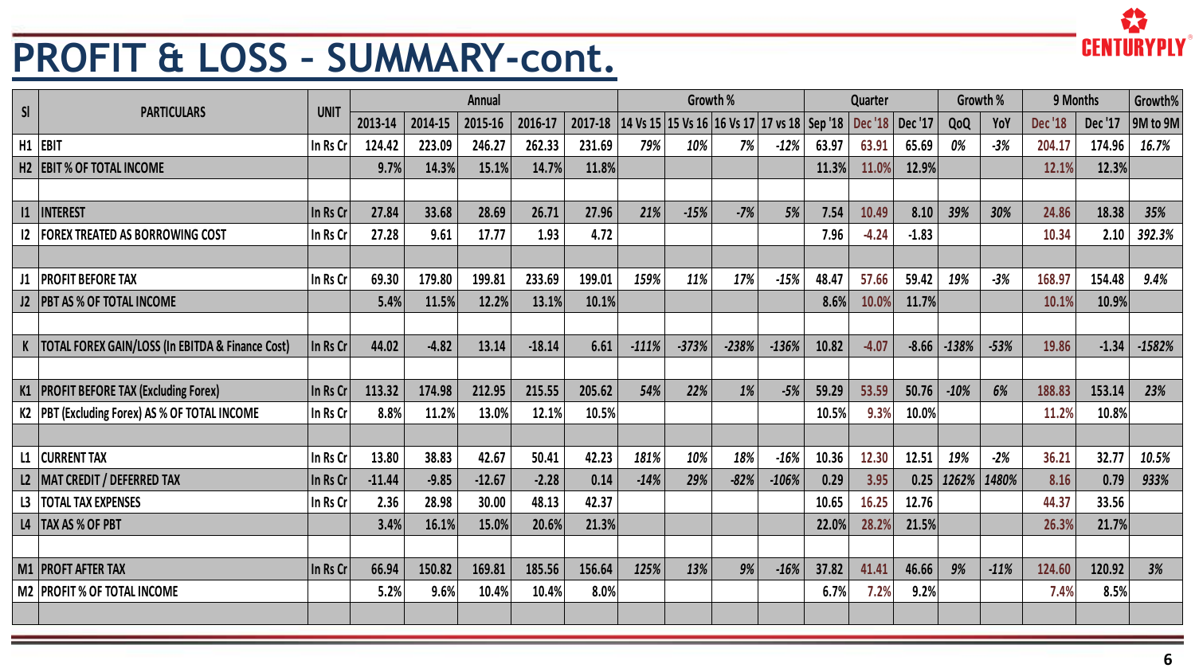# PROFIT & LOSS – SUMMARY-cont.

| Sl | PARTICULARS | UNIT | Annual | | | | | Growth % | | | | Quarter | | | Growth % | | 9 Months | | Growth% |
|---|---|---|---|---|---|---|---|---|---|---|---|---|---|---|---|---|---|---|---|
| | | | 2013-14 | 2014-15 | 2015-16 | 2016-17 | 2017-18 | 14 Vs 15 | 15 Vs 16 | 16 Vs 17 | 17 vs 18 | Sep '18 | Dec '18 | Dec '17 | QoQ | YoY | Dec '18 | Dec '17 | 9M to 9M |
| H1 | EBIT | In Rs Cr | 124.42 | 223.09 | 246.27 | 262.33 | 231.69 | 79% | 10% | 7% | -12% | 63.97 | 63.91 | 65.69 | 0% | -3% | 204.17 | 174.96 | 16.7% |
| H2 | EBIT % OF TOTAL INCOME | | 9.7% | 14.3% | 15.1% | 14.7% | 11.8% | | | | | 11.3% | 11.0% | 12.9% | | | 12.1% | 12.3% | |
| | | | | | | | | | | | | | | | | | | | |
| I1 | INTEREST | In Rs Cr | 27.84 | 33.68 | 28.69 | 26.71 | 27.96 | 21% | -15% | -7% | 5% | 7.54 | 10.49 | 8.10 | 39% | 30% | 24.86 | 18.38 | 35% |
| I2 | FOREX TREATED AS BORROWING COST | In Rs Cr | 27.28 | 9.61 | 17.77 | 1.93 | 4.72 | | | | | 7.96 | -4.24 | -1.83 | | | 10.34 | 2.10 | 392.3% |
| | | | | | | | | | | | | | | | | | | | |
| J1 | PROFIT BEFORE TAX | In Rs Cr | 69.30 | 179.80 | 199.81 | 233.69 | 199.01 | 159% | 11% | 17% | -15% | 48.47 | 57.66 | 59.42 | 19% | -3% | 168.97 | 154.48 | 9.4% |
| J2 | PBT AS % OF TOTAL INCOME | | 5.4% | 11.5% | 12.2% | 13.1% | 10.1% | | | | | 8.6% | 10.0% | 11.7% | | | 10.1% | 10.9% | |
| | | | | | | | | | | | | | | | | | | | |
| K | TOTAL FOREX GAIN/LOSS (In EBITDA & Finance Cost) | In Rs Cr | 44.02 | -4.82 | 13.14 | -18.14 | 6.61 | -111% | -373% | -238% | -136% | 10.82 | -4.07 | -8.66 | -138% | -53% | 19.86 | -1.34 | -1582% |
| | | | | | | | | | | | | | | | | | | | |
| K1 | PROFIT BEFORE TAX (Excluding Forex) | In Rs Cr | 113.32 | 174.98 | 212.95 | 215.55 | 205.62 | 54% | 22% | 1% | -5% | 59.29 | 53.59 | 50.76 | -10% | 6% | 188.83 | 153.14 | 23% |
| K2 | PBT (Excluding Forex) AS % OF TOTAL INCOME | In Rs Cr | 8.8% | 11.2% | 13.0% | 12.1% | 10.5% | | | | | 10.5% | 9.3% | 10.0% | | | 11.2% | 10.8% | |
| | | | | | | | | | | | | | | | | | | | |
| L1 | CURRENT TAX | In Rs Cr | 13.80 | 38.83 | 42.67 | 50.41 | 42.23 | 181% | 10% | 18% | -16% | 10.36 | 12.30 | 12.51 | 19% | -2% | 36.21 | 32.77 | 10.5% |
| L2 | MAT CREDIT / DEFERRED TAX | In Rs Cr | -11.44 | -9.85 | -12.67 | -2.28 | 0.14 | -14% | 29% | -82% | -106% | 0.29 | 3.95 | 0.25 | 1262% | 1480% | 8.16 | 0.79 | 933% |
| L3 | TOTAL TAX EXPENSES | In Rs Cr | 2.36 | 28.98 | 30.00 | 48.13 | 42.37 | | | | | 10.65 | 16.25 | 12.76 | | | 44.37 | 33.56 | |
| L4 | TAX AS % OF PBT | | 3.4% | 16.1% | 15.0% | 20.6% | 21.3% | | | | | 22.0% | 28.2% | 21.5% | | | 26.3% | 21.7% | |
| | | | | | | | | | | | | | | | | | | | |
| M1 | PROFT AFTER TAX | In Rs Cr | 66.94 | 150.82 | 169.81 | 185.56 | 156.64 | 125% | 13% | 9% | -16% | 37.82 | 41.41 | 46.66 | 9% | -11% | 124.60 | 120.92 | 3% |
| M2 | PROFIT % OF TOTAL INCOME | | 5.2% | 9.6% | 10.4% | 10.4% | 8.0% | | | | | 6.7% | 7.2% | 9.2% | | | 7.4% | 8.5% | |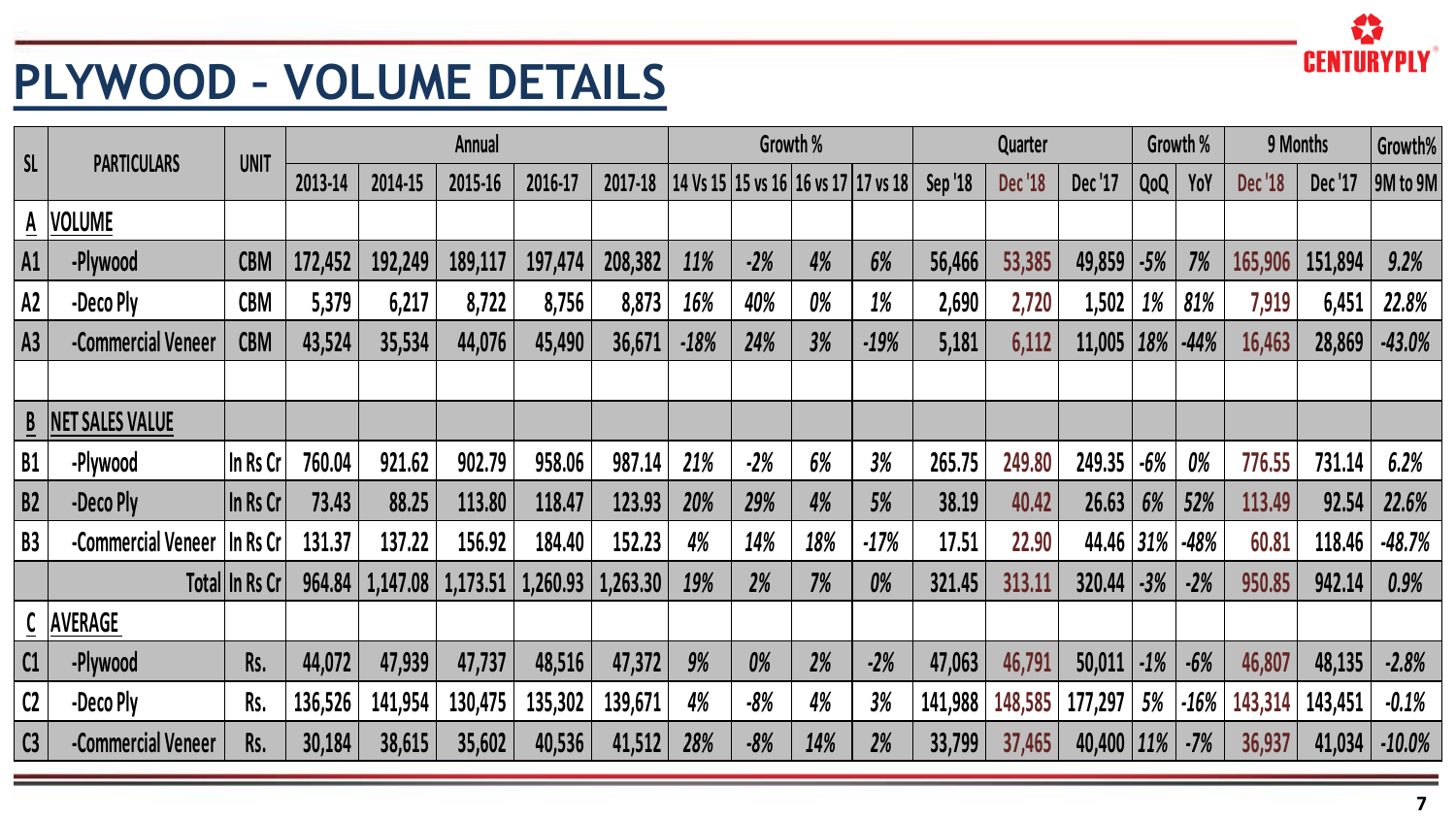# PLYWOOD – VOLUME DETAILS

| SL | PARTICULARS | UNIT | Annual | | | | | Growth % | | | | Quarter | | | Growth % | | 9 Months | | Growth% |
|---|---|---|---|---|---|---|---|---|---|---|---|---|---|---|---|---|---|---|---|
| | | | 2013-14 | 2014-15 | 2015-16 | 2016-17 | 2017-18 | 14 Vs 15 | 15 vs 16 | 16 vs 17 | 17 vs 18 | Sep '18 | Dec '18 | Dec '17 | QoQ | YoY | Dec '18 | Dec '17 | 9M to 9M |
| A | VOLUME | | | | | | | | | | | | | | | | | | |
| A1 | -Plywood | CBM | 172,452 | 192,249 | 189,117 | 197,474 | 208,382 | 11% | -2% | 4% | 6% | 56,466 | 53,385 | 49,859 | -5% | 7% | 165,906 | 151,894 | 9.2% |
| A2 | -Deco Ply | CBM | 5,379 | 6,217 | 8,722 | 8,756 | 8,873 | 16% | 40% | 0% | 1% | 2,690 | 2,720 | 1,502 | 1% | 81% | 7,919 | 6,451 | 22.8% |
| A3 | -Commercial Veneer | CBM | 43,524 | 35,534 | 44,076 | 45,490 | 36,671 | -18% | 24% | 3% | -19% | 5,181 | 6,112 | 11,005 | 18% | -44% | 16,463 | 28,869 | -43.0% |
| | | | | | | | | | | | | | | | | | | | |
| B | NET SALES VALUE | | | | | | | | | | | | | | | | | | |
| B1 | -Plywood | In Rs Cr | 760.04 | 921.62 | 902.79 | 958.06 | 987.14 | 21% | -2% | 6% | 3% | 265.75 | 249.80 | 249.35 | -6% | 0% | 776.55 | 731.14 | 6.2% |
| B2 | -Deco Ply | In Rs Cr | 73.43 | 88.25 | 113.80 | 118.47 | 123.93 | 20% | 29% | 4% | 5% | 38.19 | 40.42 | 26.63 | 6% | 52% | 113.49 | 92.54 | 22.6% |
| B3 | -Commercial Veneer | In Rs Cr | 131.37 | 137.22 | 156.92 | 184.40 | 152.23 | 4% | 14% | 18% | -17% | 17.51 | 22.90 | 44.46 | 31% | -48% | 60.81 | 118.46 | -48.7% |
| | Total | In Rs Cr | 964.84 | 1,147.08 | 1,173.51 | 1,260.93 | 1,263.30 | 19% | 2% | 7% | 0% | 321.45 | 313.11 | 320.44 | -3% | -2% | 950.85 | 942.14 | 0.9% |
| C | AVERAGE | | | | | | | | | | | | | | | | | | |
| C1 | -Plywood | Rs. | 44,072 | 47,939 | 47,737 | 48,516 | 47,372 | 9% | 0% | 2% | -2% | 47,063 | 46,791 | 50,011 | -1% | -6% | 46,807 | 48,135 | -2.8% |
| C2 | -Deco Ply | Rs. | 136,526 | 141,954 | 130,475 | 135,302 | 139,671 | 4% | -8% | 4% | 3% | 141,988 | 148,585 | 177,297 | 5% | -16% | 143,314 | 143,451 | -0.1% |
| C3 | -Commercial Veneer | Rs. | 30,184 | 38,615 | 35,602 | 40,536 | 41,512 | 28% | -8% | 14% | 2% | 33,799 | 37,465 | 40,400 | 11% | -7% | 36,937 | 41,034 | -10.0% |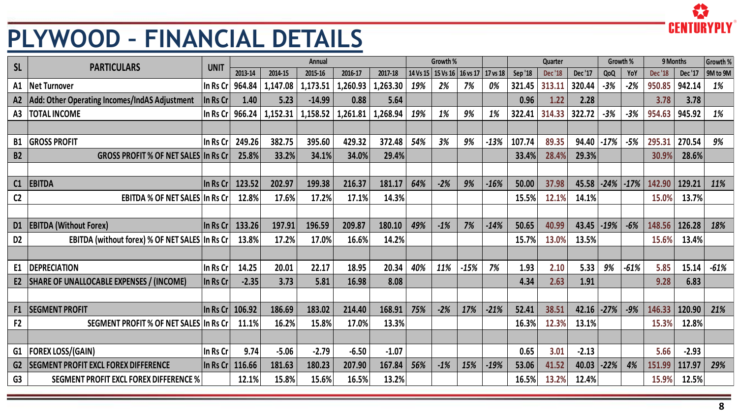# PLYWOOD – FINANCIAL DETAILS

| SL | PARTICULARS | UNIT | Annual | | | | | Growth % | | | | Quarter | | | Growth % | | 9 Months | | Growth % |
|---|---|---|---|---|---|---|---|---|---|---|---|---|---|---|---|---|---|---|---|
| | | | 2013-14 | 2014-15 | 2015-16 | 2016-17 | 2017-18 | 14 Vs 15 | 15 Vs 16 | 16 vs 17 | 17 vs 18 | Sep '18 | Dec '18 | Dec '17 | QoQ | YoY | Dec '18 | Dec '17 | 9M to 9M |
| A1 | Net Turnover | In Rs Cr | 964.84 | 1,147.08 | 1,173.51 | 1,260.93 | 1,263.30 | 19% | 2% | 7% | 0% | 321.45 | 313.11 | 320.44 | -3% | -2% | 950.85 | 942.14 | 1% |
| A2 | Add: Other Operating Incomes/IndAS Adjustment | In Rs Cr | 1.40 | 5.23 | -14.99 | 0.88 | 5.64 | | | | | 0.96 | 1.22 | 2.28 | | | 3.78 | 3.78 | |
| A3 | TOTAL INCOME | In Rs Cr | 966.24 | 1,152.31 | 1,158.52 | 1,261.81 | 1,268.94 | 19% | 1% | 9% | 1% | 322.41 | 314.33 | 322.72 | -3% | -3% | 954.63 | 945.92 | 1% |
| | | | | | | | | | | | | | | | | | | | |
| B1 | GROSS PROFIT | In Rs Cr | 249.26 | 382.75 | 395.60 | 429.32 | 372.48 | 54% | 3% | 9% | -13% | 107.74 | 89.35 | 94.40 | -17% | -5% | 295.31 | 270.54 | 9% |
| B2 | GROSS PROFIT % OF NET SALES | In Rs Cr | 25.8% | 33.2% | 34.1% | 34.0% | 29.4% | | | | | 33.4% | 28.4% | 29.3% | | | 30.9% | 28.6% | |
| | | | | | | | | | | | | | | | | | | | |
| C1 | EBITDA | In Rs Cr | 123.52 | 202.97 | 199.38 | 216.37 | 181.17 | 64% | -2% | 9% | -16% | 50.00 | 37.98 | 45.58 | -24% | -17% | 142.90 | 129.21 | 11% |
| C2 | EBITDA % OF NET SALES | In Rs Cr | 12.8% | 17.6% | 17.2% | 17.1% | 14.3% | | | | | 15.5% | 12.1% | 14.1% | | | 15.0% | 13.7% | |
| | | | | | | | | | | | | | | | | | | | |
| D1 | EBITDA (Without Forex) | In Rs Cr | 133.26 | 197.91 | 196.59 | 209.87 | 180.10 | 49% | -1% | 7% | -14% | 50.65 | 40.99 | 43.45 | -19% | -6% | 148.56 | 126.28 | 18% |
| D2 | EBITDA (without forex) % OF NET SALES | In Rs Cr | 13.8% | 17.2% | 17.0% | 16.6% | 14.2% | | | | | 15.7% | 13.0% | 13.5% | | | 15.6% | 13.4% | |
| | | | | | | | | | | | | | | | | | | | |
| E1 | DEPRECIATION | In Rs Cr | 14.25 | 20.01 | 22.17 | 18.95 | 20.34 | 40% | 11% | -15% | 7% | 1.93 | 2.10 | 5.33 | 9% | -61% | 5.85 | 15.14 | -61% |
| E2 | SHARE OF UNALLOCABLE EXPENSES / (INCOME) | In Rs Cr | -2.35 | 3.73 | 5.81 | 16.98 | 8.08 | | | | | 4.34 | 2.63 | 1.91 | | | 9.28 | 6.83 | |
| | | | | | | | | | | | | | | | | | | | |
| F1 | SEGMENT PROFIT | In Rs Cr | 106.92 | 186.69 | 183.02 | 214.40 | 168.91 | 75% | -2% | 17% | -21% | 52.41 | 38.51 | 42.16 | -27% | -9% | 146.33 | 120.90 | 21% |
| F2 | SEGMENT PROFIT % OF NET SALES | In Rs Cr | 11.1% | 16.2% | 15.8% | 17.0% | 13.3% | | | | | 16.3% | 12.3% | 13.1% | | | 15.3% | 12.8% | |
| | | | | | | | | | | | | | | | | | | | |
| G1 | FOREX LOSS/(GAIN) | In Rs Cr | 9.74 | -5.06 | -2.79 | -6.50 | -1.07 | | | | | 0.65 | 3.01 | -2.13 | | | 5.66 | -2.93 | |
| G2 | SEGMENT PROFIT EXCL FOREX DIFFERENCE | In Rs Cr | 116.66 | 181.63 | 180.23 | 207.90 | 167.84 | 56% | -1% | 15% | -19% | 53.06 | 41.52 | 40.03 | -22% | 4% | 151.99 | 117.97 | 29% |
| G3 | SEGMENT PROFIT EXCL FOREX DIFFERENCE % | | 12.1% | 15.8% | 15.6% | 16.5% | 13.2% | | | | | 16.5% | 13.2% | 12.4% | | | 15.9% | 12.5% | |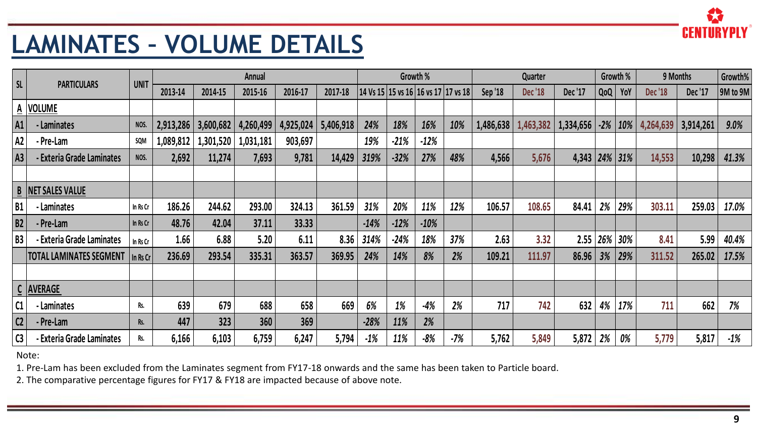# LAMINATES – VOLUME DETAILS

| SL | PARTICULARS | UNIT | Annual | | | | | Growth % | | | | Quarter | | | Growth % | | 9 Months | | Growth% |
|---|---|---|---|---|---|---|---|---|---|---|---|---|---|---|---|---|---|---|---|
| | | | 2013-14 | 2014-15 | 2015-16 | 2016-17 | 2017-18 | 14 Vs 15 | 15 vs 16 | 16 vs 17 | 17 vs 18 | Sep '18 | Dec '18 | Dec '17 | QoQ | YoY | Dec '18 | Dec '17 | 9M to 9M |
| A | VOLUME | | | | | | | | | | | | | | | | | | |
| A1 | - Laminates | NOS. | 2,913,286 | 3,600,682 | 4,260,499 | 4,925,024 | 5,406,918 | 24% | 18% | 16% | 10% | 1,486,638 | 1,463,382 | 1,334,656 | -2% | 10% | 4,264,639 | 3,914,261 | 9.0% |
| A2 | - Pre-Lam | SQM | 1,089,812 | 1,301,520 | 1,031,181 | 903,697 | | 19% | -21% | -12% | | | | | | | | | |
| A3 | - Exteria Grade Laminates | NOS. | 2,692 | 11,274 | 7,693 | 9,781 | 14,429 | 319% | -32% | 27% | 48% | 4,566 | 5,676 | 4,343 | 24% | 31% | 14,553 | 10,298 | 41.3% |
| | | | | | | | | | | | | | | | | | | | |
| B | NET SALES VALUE | | | | | | | | | | | | | | | | | | |
| B1 | - Laminates | In Rs Cr | 186.26 | 244.62 | 293.00 | 324.13 | 361.59 | 31% | 20% | 11% | 12% | 106.57 | 108.65 | 84.41 | 2% | 29% | 303.11 | 259.03 | 17.0% |
| B2 | - Pre-Lam | In Rs Cr | 48.76 | 42.04 | 37.11 | 33.33 | | -14% | -12% | -10% | | | | | | | | | |
| B3 | - Exteria Grade Laminates | In Rs Cr | 1.66 | 6.88 | 5.20 | 6.11 | 8.36 | 314% | -24% | 18% | 37% | 2.63 | 3.32 | 2.55 | 26% | 30% | 8.41 | 5.99 | 40.4% |
| | TOTAL LAMINATES SEGMENT | In Rs Cr | 236.69 | 293.54 | 335.31 | 363.57 | 369.95 | 24% | 14% | 8% | 2% | 109.21 | 111.97 | 86.96 | 3% | 29% | 311.52 | 265.02 | 17.5% |
| | | | | | | | | | | | | | | | | | | | |
| C | AVERAGE | | | | | | | | | | | | | | | | | | |
| C1 | - Laminates | Rs. | 639 | 679 | 688 | 658 | 669 | 6% | 1% | -4% | 2% | 717 | 742 | 632 | 4% | 17% | 711 | 662 | 7% |
| C2 | - Pre-Lam | Rs. | 447 | 323 | 360 | 369 | | -28% | 11% | 2% | | | | | | | | | |
| C3 | - Exteria Grade Laminates | Rs. | 6,166 | 6,103 | 6,759 | 6,247 | 5,794 | -1% | 11% | -8% | -7% | 5,762 | 5,849 | 5,872 | 2% | 0% | 5,779 | 5,817 | -1% |

Note:

1. Pre-Lam has been excluded from the Laminates segment from FY17-18 onwards and the same has been taken to Particle board.
2. The comparative percentage figures for FY17 & FY18 are impacted because of above note.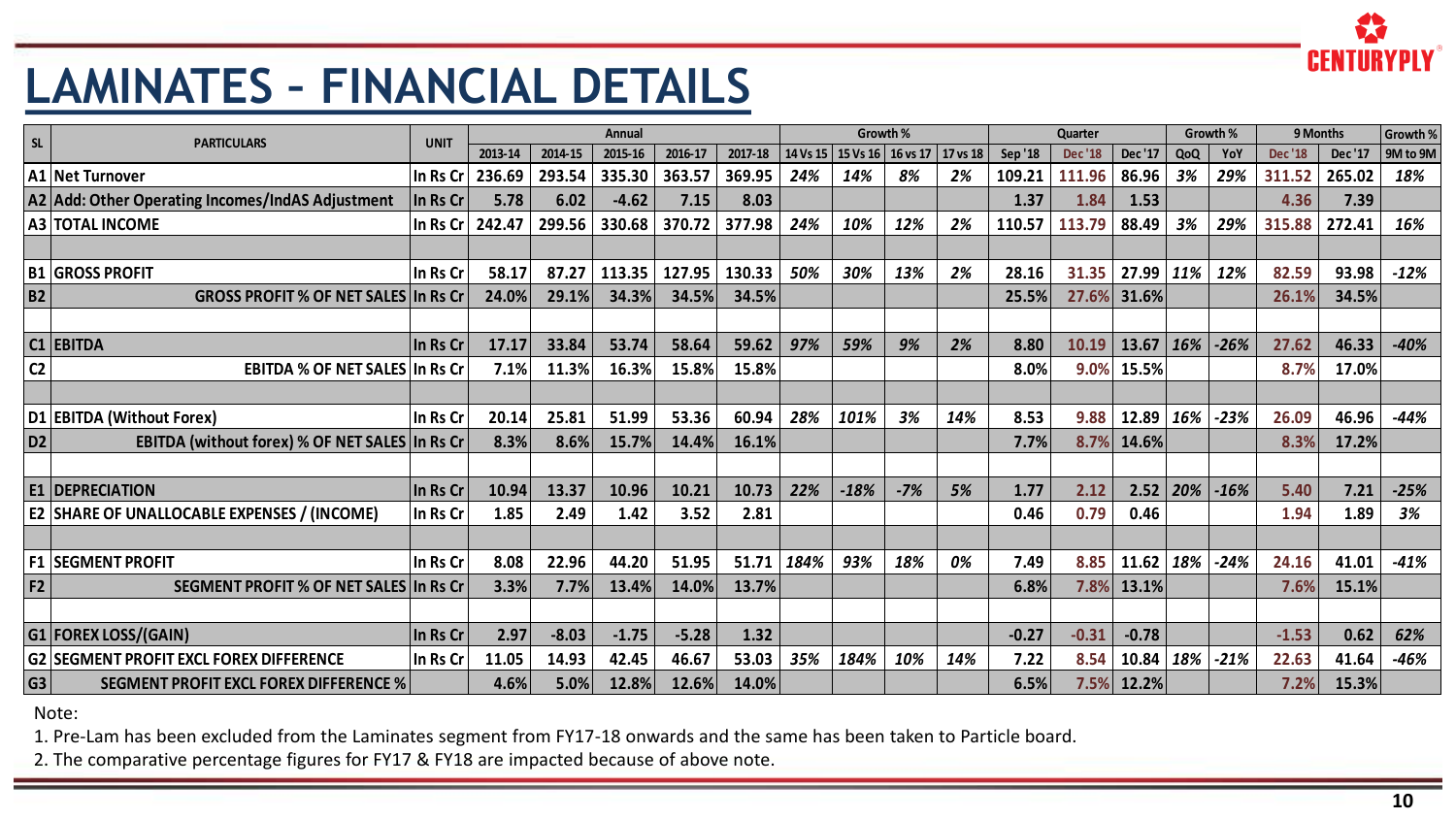# LAMINATES – FINANCIAL DETAILS

| SL | PARTICULARS | UNIT | Annual | | | | | Growth % | | | | Quarter | | | Growth % | | 9 Months | | Growth % |
|---|---|---|---|---|---|---|---|---|---|---|---|---|---|---|---|---|---|---|---|
| | | | 2013-14 | 2014-15 | 2015-16 | 2016-17 | 2017-18 | 14 Vs 15 | 15 Vs 16 | 16 vs 17 | 17 vs 18 | Sep '18 | Dec '18 | Dec '17 | QoQ | YoY | Dec '18 | Dec '17 | 9M to 9M |
| A1 | Net Turnover | In Rs Cr | 236.69 | 293.54 | 335.30 | 363.57 | 369.95 | 24% | 14% | 8% | 2% | 109.21 | 111.96 | 86.96 | 3% | 29% | 311.52 | 265.02 | 18% |
| A2 | Add: Other Operating Incomes/IndAS Adjustment | In Rs Cr | 5.78 | 6.02 | -4.62 | 7.15 | 8.03 | | | | | 1.37 | 1.84 | 1.53 | | | 4.36 | 7.39 | |
| A3 | TOTAL INCOME | In Rs Cr | 242.47 | 299.56 | 330.68 | 370.72 | 377.98 | 24% | 10% | 12% | 2% | 110.57 | 113.79 | 88.49 | 3% | 29% | 315.88 | 272.41 | 16% |
| | | | | | | | | | | | | | | | | | | | |
| B1 | GROSS PROFIT | In Rs Cr | 58.17 | 87.27 | 113.35 | 127.95 | 130.33 | 50% | 30% | 13% | 2% | 28.16 | 31.35 | 27.99 | 11% | 12% | 82.59 | 93.98 | -12% |
| B2 | GROSS PROFIT % OF NET SALES | In Rs Cr | 24.0% | 29.1% | 34.3% | 34.5% | 34.5% | | | | | 25.5% | 27.6% | 31.6% | | | 26.1% | 34.5% | |
| | | | | | | | | | | | | | | | | | | | |
| C1 | EBITDA | In Rs Cr | 17.17 | 33.84 | 53.74 | 58.64 | 59.62 | 97% | 59% | 9% | 2% | 8.80 | 10.19 | 13.67 | 16% | -26% | 27.62 | 46.33 | -40% |
| C2 | EBITDA % OF NET SALES | In Rs Cr | 7.1% | 11.3% | 16.3% | 15.8% | 15.8% | | | | | 8.0% | 9.0% | 15.5% | | | 8.7% | 17.0% | |
| | | | | | | | | | | | | | | | | | | | |
| D1 | EBITDA (Without Forex) | In Rs Cr | 20.14 | 25.81 | 51.99 | 53.36 | 60.94 | 28% | 101% | 3% | 14% | 8.53 | 9.88 | 12.89 | 16% | -23% | 26.09 | 46.96 | -44% |
| D2 | EBITDA (without forex) % OF NET SALES | In Rs Cr | 8.3% | 8.6% | 15.7% | 14.4% | 16.1% | | | | | 7.7% | 8.7% | 14.6% | | | 8.3% | 17.2% | |
| | | | | | | | | | | | | | | | | | | | |
| E1 | DEPRECIATION | In Rs Cr | 10.94 | 13.37 | 10.96 | 10.21 | 10.73 | 22% | -18% | -7% | 5% | 1.77 | 2.12 | 2.52 | 20% | -16% | 5.40 | 7.21 | -25% |
| E2 | SHARE OF UNALLOCABLE EXPENSES / (INCOME) | In Rs Cr | 1.85 | 2.49 | 1.42 | 3.52 | 2.81 | | | | | 0.46 | 0.79 | 0.46 | | | 1.94 | 1.89 | 3% |
| | | | | | | | | | | | | | | | | | | | |
| F1 | SEGMENT PROFIT | In Rs Cr | 8.08 | 22.96 | 44.20 | 51.95 | 51.71 | 184% | 93% | 18% | 0% | 7.49 | 8.85 | 11.62 | 18% | -24% | 24.16 | 41.01 | -41% |
| F2 | SEGMENT PROFIT % OF NET SALES | In Rs Cr | 3.3% | 7.7% | 13.4% | 14.0% | 13.7% | | | | | 6.8% | 7.8% | 13.1% | | | 7.6% | 15.1% | |
| | | | | | | | | | | | | | | | | | | | |
| G1 | FOREX LOSS/(GAIN) | In Rs Cr | 2.97 | -8.03 | -1.75 | -5.28 | 1.32 | | | | | -0.27 | -0.31 | -0.78 | | | -1.53 | 0.62 | 62% |
| G2 | SEGMENT PROFIT EXCL FOREX DIFFERENCE | In Rs Cr | 11.05 | 14.93 | 42.45 | 46.67 | 53.03 | 35% | 184% | 10% | 14% | 7.22 | 8.54 | 10.84 | 18% | -21% | 22.63 | 41.64 | -46% |
| G3 | SEGMENT PROFIT EXCL FOREX DIFFERENCE % | | 4.6% | 5.0% | 12.8% | 12.6% | 14.0% | | | | | 6.5% | 7.5% | 12.2% | | | 7.2% | 15.3% | |

Note:

1. Pre-Lam has been excluded from the Laminates segment from FY17-18 onwards and the same has been taken to Particle board.
2. The comparative percentage figures for FY17 & FY18 are impacted because of above note.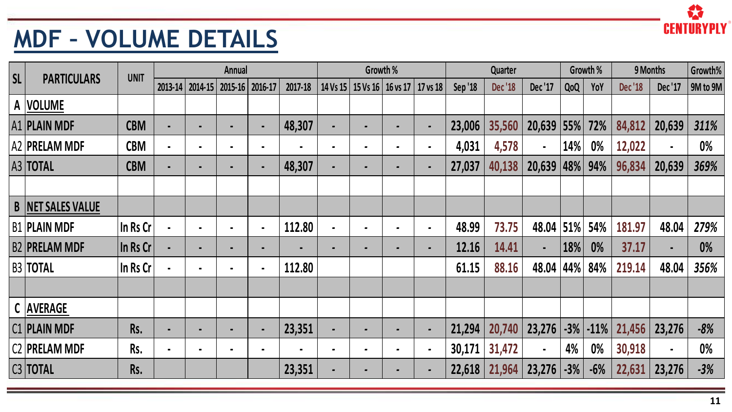# MDF – VOLUME DETAILS

| SL | PARTICULARS | UNIT | Annual | | | | | Growth % | | | | Quarter | | | Growth % | | 9 Months | | Growth% |
|---|---|---|---|---|---|---|---|---|---|---|---|---|---|---|---|---|---|---|---|
| | | | 2013-14 | 2014-15 | 2015-16 | 2016-17 | 2017-18 | 14 Vs 15 | 15 Vs 16 | 16 vs 17 | 17 vs 18 | Sep '18 | Dec '18 | Dec '17 | QoQ | YoY | Dec '18 | Dec '17 | 9M to 9M |
| A | VOLUME | | | | | | | | | | | | | | | | | | |
| A1 | PLAIN MDF | CBM | - | - | - | - | 48,307 | - | - | - | - | 23,006 | 35,560 | 20,639 | 55% | 72% | 84,812 | 20,639 | 311% |
| A2 | PRELAM MDF | CBM | - | - | - | - | - | - | - | - | - | 4,031 | 4,578 | - | 14% | 0% | 12,022 | - | 0% |
| A3 | TOTAL | CBM | - | - | - | - | 48,307 | - | - | - | - | 27,037 | 40,138 | 20,639 | 48% | 94% | 96,834 | 20,639 | 369% |
| | | | | | | | | | | | | | | | | | | | |
| B | NET SALES VALUE | | | | | | | | | | | | | | | | | | |
| B1 | PLAIN MDF | In Rs Cr | - | - | - | - | 112.80 | - | - | - | - | 48.99 | 73.75 | 48.04 | 51% | 54% | 181.97 | 48.04 | 279% |
| B2 | PRELAM MDF | In Rs Cr | - | - | - | - | - | - | - | - | - | 12.16 | 14.41 | - | 18% | 0% | 37.17 | - | 0% |
| B3 | TOTAL | In Rs Cr | - | - | - | - | 112.80 | | | | | 61.15 | 88.16 | 48.04 | 44% | 84% | 219.14 | 48.04 | 356% |
| | | | | | | | | | | | | | | | | | | | |
| C | AVERAGE | | | | | | | | | | | | | | | | | | |
| C1 | PLAIN MDF | Rs. | - | - | - | - | 23,351 | - | - | - | - | 21,294 | 20,740 | 23,276 | -3% | -11% | 21,456 | 23,276 | -8% |
| C2 | PRELAM MDF | Rs. | - | - | - | - | - | - | - | - | - | 30,171 | 31,472 | - | 4% | 0% | 30,918 | - | 0% |
| C3 | TOTAL | Rs. | | | | | 23,351 | - | - | - | - | 22,618 | 21,964 | 23,276 | -3% | -6% | 22,631 | 23,276 | -3% |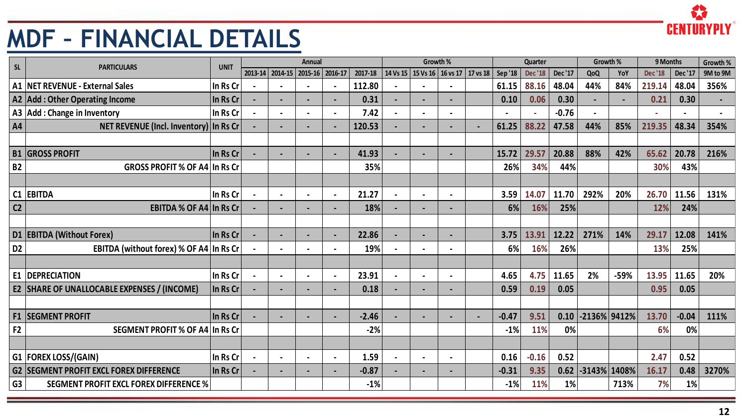# MDF - FINANCIAL DETAILS

| SL | PARTICULARS | UNIT | Annual | | | | | Growth % | | | | Quarter | | | Growth % | | 9 Months | | Growth % |
|---|---|---|---|---|---|---|---|---|---|---|---|---|---|---|---|---|---|---|---|
| | | | 2013-14 | 2014-15 | 2015-16 | 2016-17 | 2017-18 | 14 Vs 15 | 15 Vs 16 | 16 vs 17 | 17 vs 18 | Sep '18 | Dec '18 | Dec '17 | QoQ | YoY | Dec '18 | Dec '17 | 9M to 9M |
| A1 | NET REVENUE - External Sales | In Rs Cr | - | - | - | - | 112.80 | - | - | - | | 61.15 | 88.16 | 48.04 | 44% | 84% | 219.14 | 48.04 | 356% |
| A2 | Add : Other Operating Income | In Rs Cr | - | - | - | - | 0.31 | - | - | - | | 0.10 | 0.06 | 0.30 | - | - | 0.21 | 0.30 | - |
| A3 | Add : Change in Inventory | In Rs Cr | - | - | - | - | 7.42 | - | - | - | | - | - | -0.76 | - | | - | - | - |
| A4 | NET REVENUE (Incl. Inventory) | In Rs Cr | - | - | - | - | 120.53 | - | - | - | - | 61.25 | 88.22 | 47.58 | 44% | 85% | 219.35 | 48.34 | 354% |
| | | | | | | | | | | | | | | | | | | | |
| B1 | GROSS PROFIT | In Rs Cr | - | - | - | - | 41.93 | - | - | - | | 15.72 | 29.57 | 20.88 | 88% | 42% | 65.62 | 20.78 | 216% |
| B2 | GROSS PROFIT % OF A4 | In Rs Cr | | | | | 35% | | | | | 26% | 34% | 44% | | | 30% | 43% | |
| | | | | | | | | | | | | | | | | | | | |
| C1 | EBITDA | In Rs Cr | - | - | - | - | 21.27 | - | - | - | | 3.59 | 14.07 | 11.70 | 292% | 20% | 26.70 | 11.56 | 131% |
| C2 | EBITDA % OF A4 | In Rs Cr | - | - | - | - | 18% | - | - | - | | 6% | 16% | 25% | | | 12% | 24% | |
| | | | | | | | | | | | | | | | | | | | |
| D1 | EBITDA (Without Forex) | In Rs Cr | - | - | - | - | 22.86 | - | - | - | | 3.75 | 13.91 | 12.22 | 271% | 14% | 29.17 | 12.08 | 141% |
| D2 | EBITDA (without forex) % OF A4 | In Rs Cr | - | - | - | - | 19% | - | - | - | | 6% | 16% | 26% | | | 13% | 25% | |
| | | | | | | | | | | | | | | | | | | | |
| E1 | DEPRECIATION | In Rs Cr | - | - | - | - | 23.91 | - | - | - | | 4.65 | 4.75 | 11.65 | 2% | -59% | 13.95 | 11.65 | 20% |
| E2 | SHARE OF UNALLOCABLE EXPENSES / (INCOME) | In Rs Cr | - | - | - | - | 0.18 | - | - | - | | 0.59 | 0.19 | 0.05 | | | 0.95 | 0.05 | |
| | | | | | | | | | | | | | | | | | | | |
| F1 | SEGMENT PROFIT | In Rs Cr | - | - | - | - | -2.46 | - | - | - | - | -0.47 | 9.51 | 0.10 | -2136% | 9412% | 13.70 | -0.04 | 111% |
| F2 | SEGMENT PROFIT % OF A4 | In Rs Cr | | | | | -2% | | | | | -1% | 11% | 0% | | | 6% | 0% | |
| | | | | | | | | | | | | | | | | | | | |
| G1 | FOREX LOSS/(GAIN) | In Rs Cr | - | - | - | - | 1.59 | - | - | - | | 0.16 | -0.16 | 0.52 | | | 2.47 | 0.52 | |
| G2 | SEGMENT PROFIT EXCL FOREX DIFFERENCE | In Rs Cr | - | - | - | - | -0.87 | - | - | - | | -0.31 | 9.35 | 0.62 | -3143% | 1408% | 16.17 | 0.48 | 3270% |
| G3 | SEGMENT PROFIT EXCL FOREX DIFFERENCE % | | | | | | -1% | | | | | -1% | 11% | 1% | | 713% | 7% | 1% | |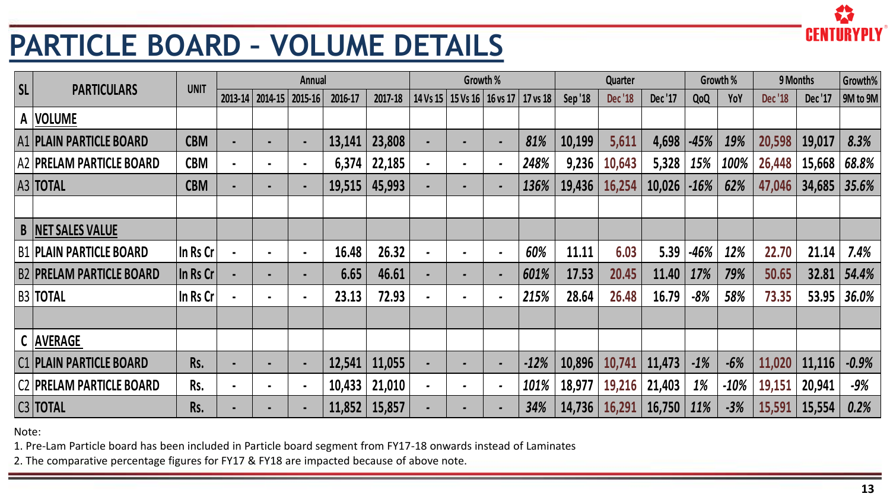# PARTICLE BOARD – VOLUME DETAILS

| SL | PARTICULARS | UNIT | Annual | | | | | Growth % | | | | Quarter | | | Growth % | | 9 Months | | Growth% |
|---|---|---|---|---|---|---|---|---|---|---|---|---|---|---|---|---|---|---|---|
| | | | 2013-14 | 2014-15 | 2015-16 | 2016-17 | 2017-18 | 14 Vs 15 | 15 Vs 16 | 16 vs 17 | 17 vs 18 | Sep '18 | Dec '18 | Dec '17 | QoQ | YoY | Dec '18 | Dec '17 | 9M to 9M |
| A | VOLUME | | | | | | | | | | | | | | | | | | |
| A1 | PLAIN PARTICLE BOARD | CBM | - | - | - | 13,141 | 23,808 | - | - | - | 81% | 10,199 | 5,611 | 4,698 | -45% | 19% | 20,598 | 19,017 | 8.3% |
| A2 | PRELAM PARTICLE BOARD | CBM | - | - | - | 6,374 | 22,185 | - | - | - | 248% | 9,236 | 10,643 | 5,328 | 15% | 100% | 26,448 | 15,668 | 68.8% |
| A3 | TOTAL | CBM | - | - | - | 19,515 | 45,993 | - | - | - | 136% | 19,436 | 16,254 | 10,026 | -16% | 62% | 47,046 | 34,685 | 35.6% |
| | | | | | | | | | | | | | | | | | | | |
| B | NET SALES VALUE | | | | | | | | | | | | | | | | | | |
| B1 | PLAIN PARTICLE BOARD | In Rs Cr | - | - | - | 16.48 | 26.32 | - | - | - | 60% | 11.11 | 6.03 | 5.39 | -46% | 12% | 22.70 | 21.14 | 7.4% |
| B2 | PRELAM PARTICLE BOARD | In Rs Cr | - | - | - | 6.65 | 46.61 | - | - | - | 601% | 17.53 | 20.45 | 11.40 | 17% | 79% | 50.65 | 32.81 | 54.4% |
| B3 | TOTAL | In Rs Cr | - | - | - | 23.13 | 72.93 | - | - | - | 215% | 28.64 | 26.48 | 16.79 | -8% | 58% | 73.35 | 53.95 | 36.0% |
| | | | | | | | | | | | | | | | | | | | |
| C | AVERAGE | | | | | | | | | | | | | | | | | | |
| C1 | PLAIN PARTICLE BOARD | Rs. | - | - | - | 12,541 | 11,055 | - | - | - | -12% | 10,896 | 10,741 | 11,473 | -1% | -6% | 11,020 | 11,116 | -0.9% |
| C2 | PRELAM PARTICLE BOARD | Rs. | - | - | - | 10,433 | 21,010 | - | - | - | 101% | 18,977 | 19,216 | 21,403 | 1% | -10% | 19,151 | 20,941 | -9% |
| C3 | TOTAL | Rs. | - | - | - | 11,852 | 15,857 | - | - | - | 34% | 14,736 | 16,291 | 16,750 | 11% | -3% | 15,591 | 15,554 | 0.2% |

Note:

1. Pre-Lam Particle board has been included in Particle board segment from FY17-18 onwards instead of Laminates
2. The comparative percentage figures for FY17 & FY18 are impacted because of above note.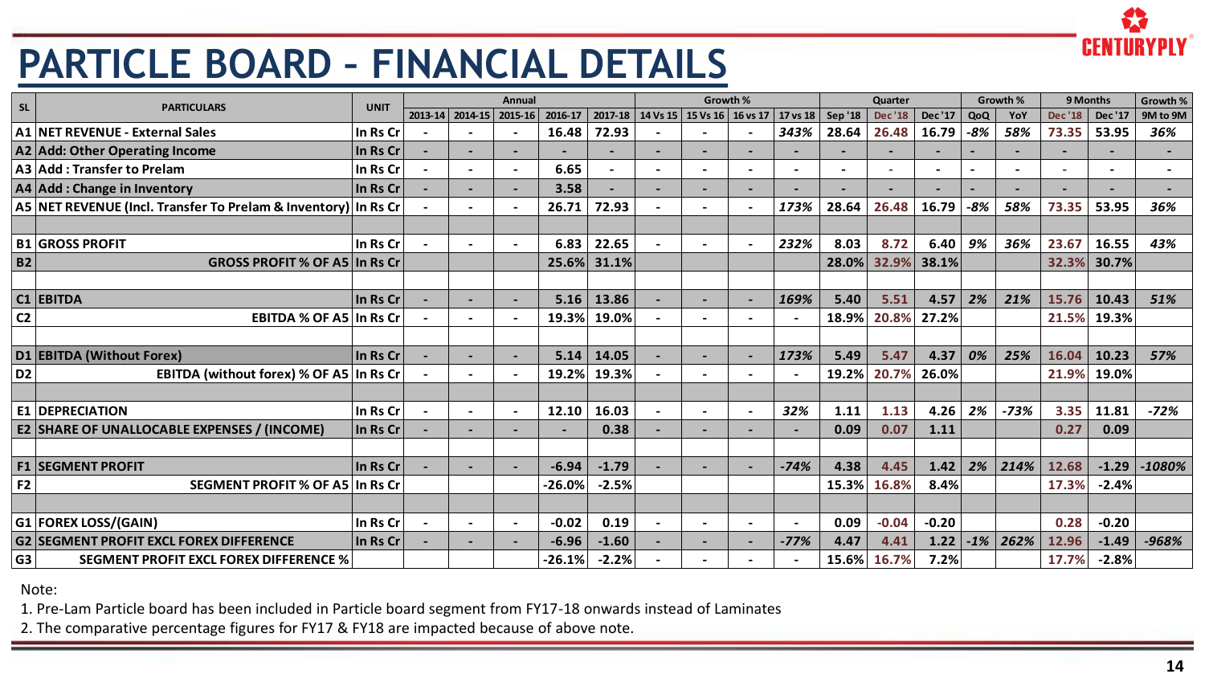# PARTICLE BOARD – FINANCIAL DETAILS

| SL | PARTICULARS | UNIT | Annual | | | | | Growth % | | | | Quarter | | | Growth % | | 9 Months | | Growth % |
|---|---|---|---|---|---|---|---|---|---|---|---|---|---|---|---|---|---|---|---|
| | | | 2013-14 | 2014-15 | 2015-16 | 2016-17 | 2017-18 | 14 Vs 15 | 15 Vs 16 | 16 vs 17 | 17 vs 18 | Sep '18 | Dec '18 | Dec '17 | QoQ | YoY | Dec '18 | Dec '17 | 9M to 9M |
| A1 | **NET REVENUE - External Sales** | In Rs Cr | - | - | - | 16.48 | 72.93 | - | - | - | *343%* | 28.64 | 26.48 | 16.79 | *-8%* | *58%* | 73.35 | 53.95 | *36%* |
| A2 | **Add: Other Operating Income** | In Rs Cr | - | - | - | - | - | - | - | - | - | - | - | - | - | - | - | - | - |
| A3 | **Add : Transfer to Prelam** | In Rs Cr | - | - | - | 6.65 | - | - | - | - | - | - | - | - | - | - | - | - | - |
| A4 | **Add : Change in Inventory** | In Rs Cr | - | - | - | 3.58 | - | - | - | - | - | - | - | - | - | - | - | - | - |
| A5 | **NET REVENUE (Incl. Transfer To Prelam & Inventory)** | In Rs Cr | - | - | - | 26.71 | 72.93 | - | - | - | *173%* | 28.64 | 26.48 | 16.79 | *-8%* | *58%* | 73.35 | 53.95 | *36%* |
| | | | | | | | | | | | | | | | | | | | |
| B1 | **GROSS PROFIT** | In Rs Cr | - | - | - | 6.83 | 22.65 | - | - | - | *232%* | 8.03 | 8.72 | 6.40 | *9%* | *36%* | 23.67 | 16.55 | *43%* |
| B2 | **GROSS PROFIT % OF A5** | In Rs Cr | | | | 25.6% | 31.1% | | | | | 28.0% | 32.9% | 38.1% | | | 32.3% | 30.7% | |
| | | | | | | | | | | | | | | | | | | | |
| C1 | **EBITDA** | In Rs Cr | - | - | - | 5.16 | 13.86 | - | - | - | *169%* | 5.40 | 5.51 | 4.57 | *2%* | *21%* | 15.76 | 10.43 | *51%* |
| C2 | **EBITDA % OF A5** | In Rs Cr | - | - | - | 19.3% | 19.0% | - | - | - | - | 18.9% | 20.8% | 27.2% | | | 21.5% | 19.3% | |
| | | | | | | | | | | | | | | | | | | | |
| D1 | **EBITDA (Without Forex)** | In Rs Cr | - | - | - | 5.14 | 14.05 | - | - | - | *173%* | 5.49 | 5.47 | 4.37 | *0%* | *25%* | 16.04 | 10.23 | *57%* |
| D2 | **EBITDA (without forex) % OF A5** | In Rs Cr | - | - | - | 19.2% | 19.3% | - | - | - | - | 19.2% | 20.7% | 26.0% | | | 21.9% | 19.0% | |
| | | | | | | | | | | | | | | | | | | | |
| E1 | **DEPRECIATION** | In Rs Cr | - | - | - | 12.10 | 16.03 | - | - | - | *32%* | 1.11 | 1.13 | 4.26 | *2%* | *-73%* | 3.35 | 11.81 | *-72%* |
| E2 | **SHARE OF UNALLOCABLE EXPENSES / (INCOME)** | In Rs Cr | - | - | - | - | 0.38 | - | - | - | - | 0.09 | 0.07 | 1.11 | | | 0.27 | 0.09 | |
| | | | | | | | | | | | | | | | | | | | |
| F1 | **SEGMENT PROFIT** | In Rs Cr | - | - | - | -6.94 | -1.79 | - | - | - | *-74%* | 4.38 | 4.45 | 1.42 | *2%* | *214%* | 12.68 | -1.29 | *-1080%* |
| F2 | **SEGMENT PROFIT % OF A5** | In Rs Cr | | | | -26.0% | -2.5% | | | | | 15.3% | 16.8% | 8.4% | | | 17.3% | -2.4% | |
| | | | | | | | | | | | | | | | | | | | |
| G1 | **FOREX LOSS/(GAIN)** | In Rs Cr | - | - | - | -0.02 | 0.19 | - | - | - | - | 0.09 | -0.04 | -0.20 | | | 0.28 | -0.20 | |
| G2 | **SEGMENT PROFIT EXCL FOREX DIFFERENCE** | In Rs Cr | - | - | - | -6.96 | -1.60 | - | - | - | *-77%* | 4.47 | 4.41 | 1.22 | *-1%* | *262%* | 12.96 | -1.49 | *-968%* |
| G3 | **SEGMENT PROFIT EXCL FOREX DIFFERENCE %** | | | | | -26.1% | -2.2% | - | - | - | - | 15.6% | 16.7% | 7.2% | | | 17.7% | -2.8% | |

Note:

1. Pre-Lam Particle board has been included in Particle board segment from FY17-18 onwards instead of Laminates
2. The comparative percentage figures for FY17 & FY18 are impacted because of above note.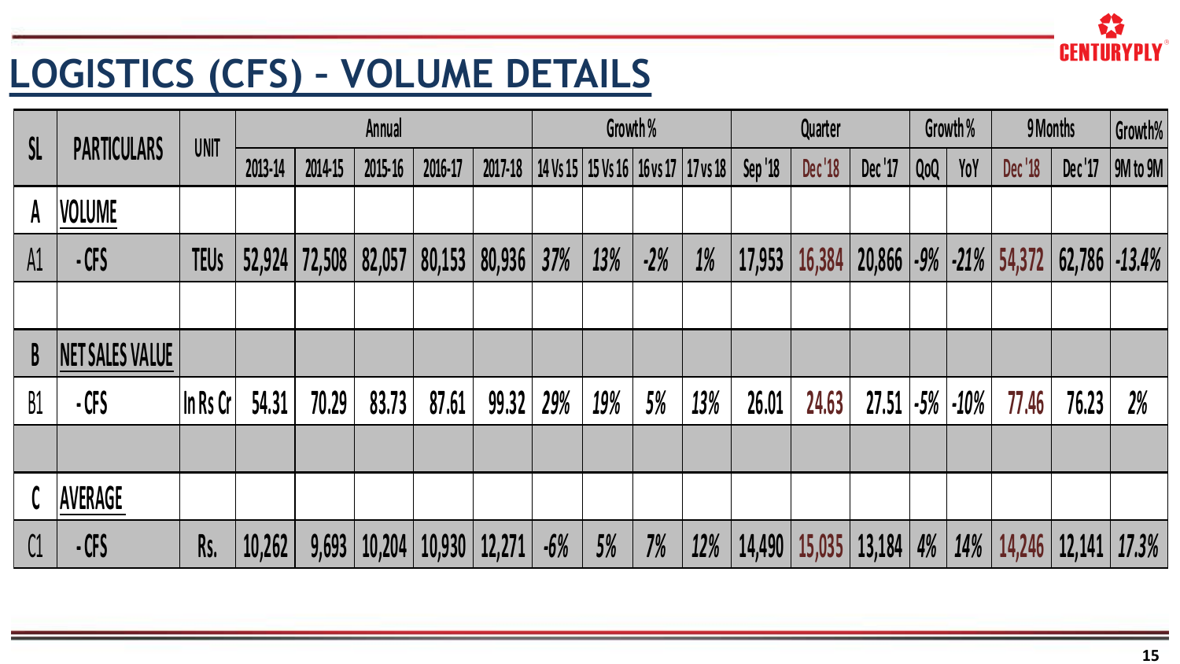# LOGISTICS (CFS) – VOLUME DETAILS

| SL | PARTICULARS | UNIT | Annual | | | | | Growth % | | | | Quarter | | | Growth % | | 9 Months | | Growth% |
|---|---|---|---|---|---|---|---|---|---|---|---|---|---|---|---|---|---|---|---|
| | | | 2013-14 | 2014-15 | 2015-16 | 2016-17 | 2017-18 | 14 Vs 15 | 15 Vs 16 | 16 vs 17 | 17 vs 18 | Sep '18 | Dec '18 | Dec '17 | QoQ | YoY | Dec '18 | Dec '17 | 9M to 9M |
| A | VOLUME | | | | | | | | | | | | | | | | | | |
| A1 | - CFS | TEUs | 52,924 | 72,508 | 82,057 | 80,153 | 80,936 | 37% | 13% | -2% | 1% | 17,953 | 16,384 | 20,866 | -9% | -21% | 54,372 | 62,786 | -13.4% |
| | | | | | | | | | | | | | | | | | | | |
| B | NET SALES VALUE | | | | | | | | | | | | | | | | | | |
| B1 | - CFS | In Rs Cr | 54.31 | 70.29 | 83.73 | 87.61 | 99.32 | 29% | 19% | 5% | 13% | 26.01 | 24.63 | 27.51 | -5% | -10% | 77.46 | 76.23 | 2% |
| | | | | | | | | | | | | | | | | | | | |
| C | AVERAGE | | | | | | | | | | | | | | | | | | |
| C1 | - CFS | Rs. | 10,262 | 9,693 | 10,204 | 10,930 | 12,271 | -6% | 5% | 7% | 12% | 14,490 | 15,035 | 13,184 | 4% | 14% | 14,246 | 12,141 | 17.3% |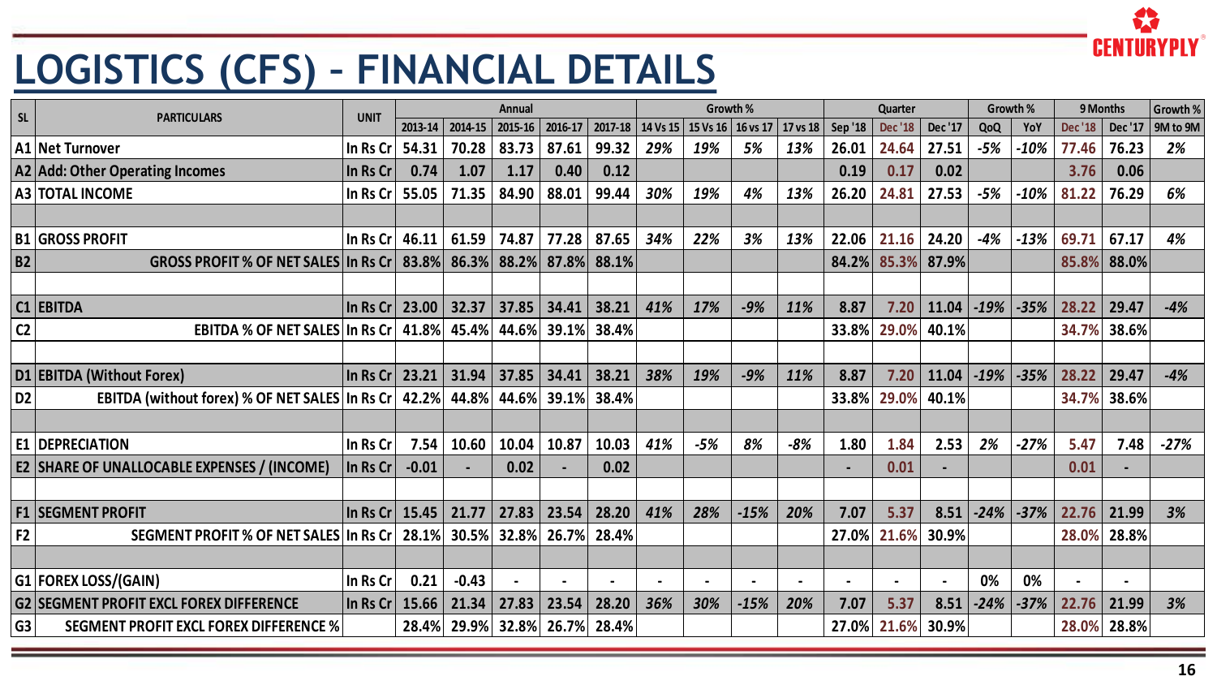# LOGISTICS (CFS) – FINANCIAL DETAILS

| SL | PARTICULARS | UNIT | Annual | | | | | Growth % | | | | Quarter | | | Growth % | | 9 Months | | Growth % |
|---|---|---|---|---|---|---|---|---|---|---|---|---|---|---|---|---|---|---|---|
| | | | 2013-14 | 2014-15 | 2015-16 | 2016-17 | 2017-18 | 14 Vs 15 | 15 Vs 16 | 16 vs 17 | 17 vs 18 | Sep '18 | Dec '18 | Dec '17 | QoQ | YoY | Dec '18 | Dec '17 | 9M to 9M |
| A1 | Net Turnover | In Rs Cr | 54.31 | 70.28 | 83.73 | 87.61 | 99.32 | 29% | 19% | 5% | 13% | 26.01 | 24.64 | 27.51 | -5% | -10% | 77.46 | 76.23 | 2% |
| A2 | Add: Other Operating Incomes | In Rs Cr | 0.74 | 1.07 | 1.17 | 0.40 | 0.12 | | | | | 0.19 | 0.17 | 0.02 | | | 3.76 | 0.06 | |
| A3 | TOTAL INCOME | In Rs Cr | 55.05 | 71.35 | 84.90 | 88.01 | 99.44 | 30% | 19% | 4% | 13% | 26.20 | 24.81 | 27.53 | -5% | -10% | 81.22 | 76.29 | 6% |
| | | | | | | | | | | | | | | | | | | | |
| B1 | GROSS PROFIT | In Rs Cr | 46.11 | 61.59 | 74.87 | 77.28 | 87.65 | 34% | 22% | 3% | 13% | 22.06 | 21.16 | 24.20 | -4% | -13% | 69.71 | 67.17 | 4% |
| B2 | GROSS PROFIT % OF NET SALES | In Rs Cr | 83.8% | 86.3% | 88.2% | 87.8% | 88.1% | | | | | 84.2% | 85.3% | 87.9% | | | 85.8% | 88.0% | |
| | | | | | | | | | | | | | | | | | | | |
| C1 | EBITDA | In Rs Cr | 23.00 | 32.37 | 37.85 | 34.41 | 38.21 | 41% | 17% | -9% | 11% | 8.87 | 7.20 | 11.04 | -19% | -35% | 28.22 | 29.47 | -4% |
| C2 | EBITDA % OF NET SALES | In Rs Cr | 41.8% | 45.4% | 44.6% | 39.1% | 38.4% | | | | | 33.8% | 29.0% | 40.1% | | | 34.7% | 38.6% | |
| | | | | | | | | | | | | | | | | | | | |
| D1 | EBITDA (Without Forex) | In Rs Cr | 23.21 | 31.94 | 37.85 | 34.41 | 38.21 | 38% | 19% | -9% | 11% | 8.87 | 7.20 | 11.04 | -19% | -35% | 28.22 | 29.47 | -4% |
| D2 | EBITDA (without forex) % OF NET SALES | In Rs Cr | 42.2% | 44.8% | 44.6% | 39.1% | 38.4% | | | | | 33.8% | 29.0% | 40.1% | | | 34.7% | 38.6% | |
| | | | | | | | | | | | | | | | | | | | |
| E1 | DEPRECIATION | In Rs Cr | 7.54 | 10.60 | 10.04 | 10.87 | 10.03 | 41% | -5% | 8% | -8% | 1.80 | 1.84 | 2.53 | 2% | -27% | 5.47 | 7.48 | -27% |
| E2 | SHARE OF UNALLOCABLE EXPENSES / (INCOME) | In Rs Cr | -0.01 | - | 0.02 | - | 0.02 | | | | | - | 0.01 | - | | | 0.01 | - | |
| | | | | | | | | | | | | | | | | | | | |
| F1 | SEGMENT PROFIT | In Rs Cr | 15.45 | 21.77 | 27.83 | 23.54 | 28.20 | 41% | 28% | -15% | 20% | 7.07 | 5.37 | 8.51 | -24% | -37% | 22.76 | 21.99 | 3% |
| F2 | SEGMENT PROFIT % OF NET SALES | In Rs Cr | 28.1% | 30.5% | 32.8% | 26.7% | 28.4% | | | | | 27.0% | 21.6% | 30.9% | | | 28.0% | 28.8% | |
| | | | | | | | | | | | | | | | | | | | |
| G1 | FOREX LOSS/(GAIN) | In Rs Cr | 0.21 | -0.43 | - | - | - | - | - | - | - | - | - | - | 0% | 0% | - | - | |
| G2 | SEGMENT PROFIT EXCL FOREX DIFFERENCE | In Rs Cr | 15.66 | 21.34 | 27.83 | 23.54 | 28.20 | 36% | 30% | -15% | 20% | 7.07 | 5.37 | 8.51 | -24% | -37% | 22.76 | 21.99 | 3% |
| G3 | SEGMENT PROFIT EXCL FOREX DIFFERENCE % | | 28.4% | 29.9% | 32.8% | 26.7% | 28.4% | | | | | 27.0% | 21.6% | 30.9% | | | 28.0% | 28.8% | |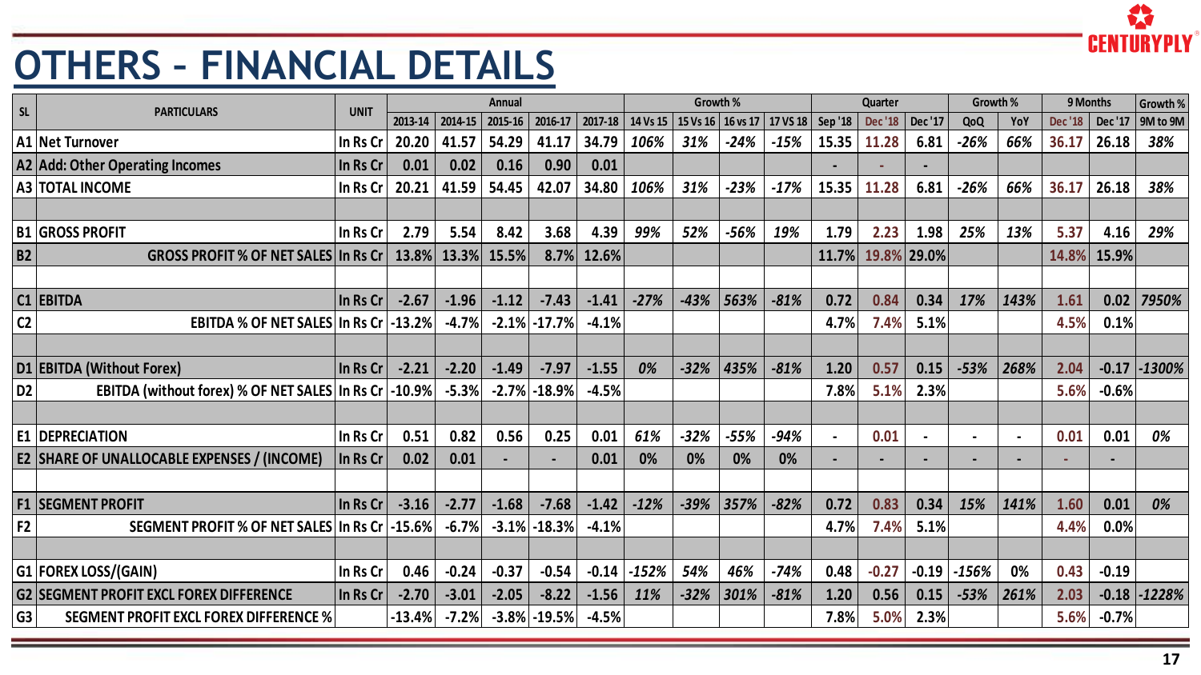# OTHERS – FINANCIAL DETAILS

| SL | PARTICULARS | UNIT | Annual | | | | | Growth % | | | | Quarter | | | Growth % | | 9 Months | | Growth % |
|---|---|---|---|---|---|---|---|---|---|---|---|---|---|---|---|---|---|---|---|
| | | | 2013-14 | 2014-15 | 2015-16 | 2016-17 | 2017-18 | 14 Vs 15 | 15 Vs 16 | 16 vs 17 | 17 VS 18 | Sep '18 | Dec '18 | Dec '17 | QoQ | YoY | Dec '18 | Dec '17 | 9M to 9M |
| A1 | Net Turnover | In Rs Cr | 20.20 | 41.57 | 54.29 | 41.17 | 34.79 | *106%* | *31%* | *-24%* | *-15%* | 15.35 | 11.28 | 6.81 | *-26%* | *66%* | 36.17 | 26.18 | *38%* |
| A2 | Add: Other Operating Incomes | In Rs Cr | 0.01 | 0.02 | 0.16 | 0.90 | 0.01 | | | | | - | - | - | | | | | |
| A3 | TOTAL INCOME | In Rs Cr | 20.21 | 41.59 | 54.45 | 42.07 | 34.80 | *106%* | *31%* | *-23%* | *-17%* | 15.35 | 11.28 | 6.81 | *-26%* | *66%* | 36.17 | 26.18 | *38%* |
| | | | | | | | | | | | | | | | | | | | |
| B1 | GROSS PROFIT | In Rs Cr | 2.79 | 5.54 | 8.42 | 3.68 | 4.39 | *99%* | *52%* | *-56%* | *19%* | 1.79 | 2.23 | 1.98 | *25%* | *13%* | 5.37 | 4.16 | *29%* |
| B2 | GROSS PROFIT % OF NET SALES | In Rs Cr | 13.8% | 13.3% | 15.5% | 8.7% | 12.6% | | | | | 11.7% | 19.8% | 29.0% | | | 14.8% | 15.9% | |
| | | | | | | | | | | | | | | | | | | | |
| C1 | EBITDA | In Rs Cr | -2.67 | -1.96 | -1.12 | -7.43 | -1.41 | *-27%* | *-43%* | *563%* | *-81%* | 0.72 | 0.84 | 0.34 | *17%* | *143%* | 1.61 | 0.02 | *7950%* |
| C2 | EBITDA % OF NET SALES | In Rs Cr | -13.2% | -4.7% | -2.1% | -17.7% | -4.1% | | | | | 4.7% | 7.4% | 5.1% | | | 4.5% | 0.1% | |
| | | | | | | | | | | | | | | | | | | | |
| D1 | EBITDA (Without Forex) | In Rs Cr | -2.21 | -2.20 | -1.49 | -7.97 | -1.55 | *0%* | *-32%* | *435%* | *-81%* | 1.20 | 0.57 | 0.15 | *-53%* | *268%* | 2.04 | -0.17 | *-1300%* |
| D2 | EBITDA (without forex) % OF NET SALES | In Rs Cr | -10.9% | -5.3% | -2.7% | -18.9% | -4.5% | | | | | 7.8% | 5.1% | 2.3% | | | 5.6% | -0.6% | |
| | | | | | | | | | | | | | | | | | | | |
| E1 | DEPRECIATION | In Rs Cr | 0.51 | 0.82 | 0.56 | 0.25 | 0.01 | *61%* | *-32%* | *-55%* | *-94%* | - | 0.01 | - | - | - | 0.01 | 0.01 | *0%* |
| E2 | SHARE OF UNALLOCABLE EXPENSES / (INCOME) | In Rs Cr | 0.02 | 0.01 | - | - | 0.01 | 0% | 0% | 0% | 0% | - | - | - | - | - | - | - | |
| | | | | | | | | | | | | | | | | | | | |
| F1 | SEGMENT PROFIT | In Rs Cr | -3.16 | -2.77 | -1.68 | -7.68 | -1.42 | *-12%* | *-39%* | *357%* | *-82%* | 0.72 | 0.83 | 0.34 | *15%* | *141%* | 1.60 | 0.01 | *0%* |
| F2 | SEGMENT PROFIT % OF NET SALES | In Rs Cr | -15.6% | -6.7% | -3.1% | -18.3% | -4.1% | | | | | 4.7% | 7.4% | 5.1% | | | 4.4% | 0.0% | |
| | | | | | | | | | | | | | | | | | | | |
| G1 | FOREX LOSS/(GAIN) | In Rs Cr | 0.46 | -0.24 | -0.37 | -0.54 | -0.14 | *-152%* | *54%* | *46%* | *-74%* | 0.48 | -0.27 | -0.19 | *-156%* | *0%* | 0.43 | -0.19 | |
| G2 | SEGMENT PROFIT EXCL FOREX DIFFERENCE | In Rs Cr | -2.70 | -3.01 | -2.05 | -8.22 | -1.56 | *11%* | *-32%* | *301%* | *-81%* | 1.20 | 0.56 | 0.15 | *-53%* | *261%* | 2.03 | -0.18 | *-1228%* |
| G3 | SEGMENT PROFIT EXCL FOREX DIFFERENCE % | | -13.4% | -7.2% | -3.8% | -19.5% | -4.5% | | | | | 7.8% | 5.0% | 2.3% | | | 5.6% | -0.7% | |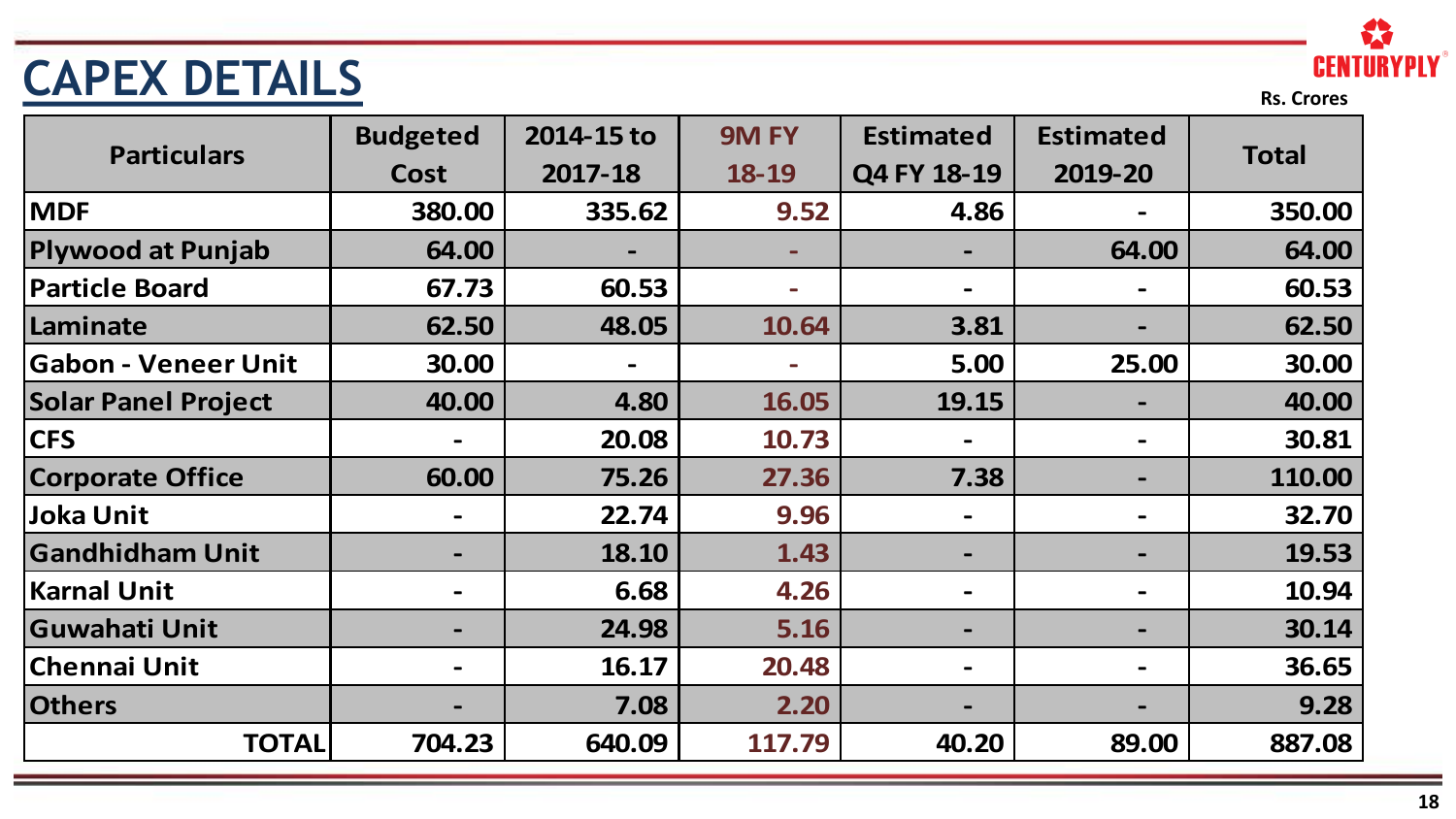# CAPEX DETAILS

Rs. Crores

| Particulars | Budgeted Cost | 2014-15 to 2017-18 | 9M FY 18-19 | Estimated Q4 FY 18-19 | Estimated 2019-20 | Total |
|---|---|---|---|---|---|---|
| MDF | 380.00 | 335.62 | 9.52 | 4.86 | - | 350.00 |
| Plywood at Punjab | 64.00 | - | - | - | 64.00 | 64.00 |
| Particle Board | 67.73 | 60.53 | - | - | - | 60.53 |
| Laminate | 62.50 | 48.05 | 10.64 | 3.81 | - | 62.50 |
| Gabon - Veneer Unit | 30.00 | - | - | 5.00 | 25.00 | 30.00 |
| Solar Panel Project | 40.00 | 4.80 | 16.05 | 19.15 | - | 40.00 |
| CFS | - | 20.08 | 10.73 | - | - | 30.81 |
| Corporate Office | 60.00 | 75.26 | 27.36 | 7.38 | - | 110.00 |
| Joka Unit | - | 22.74 | 9.96 | - | - | 32.70 |
| Gandhidham Unit | - | 18.10 | 1.43 | - | - | 19.53 |
| Karnal Unit | - | 6.68 | 4.26 | - | - | 10.94 |
| Guwahati Unit | - | 24.98 | 5.16 | - | - | 30.14 |
| Chennai Unit | - | 16.17 | 20.48 | - | - | 36.65 |
| Others | - | 7.08 | 2.20 | - | - | 9.28 |
| **TOTAL** | **704.23** | **640.09** | **117.79** | **40.20** | **89.00** | **887.08** |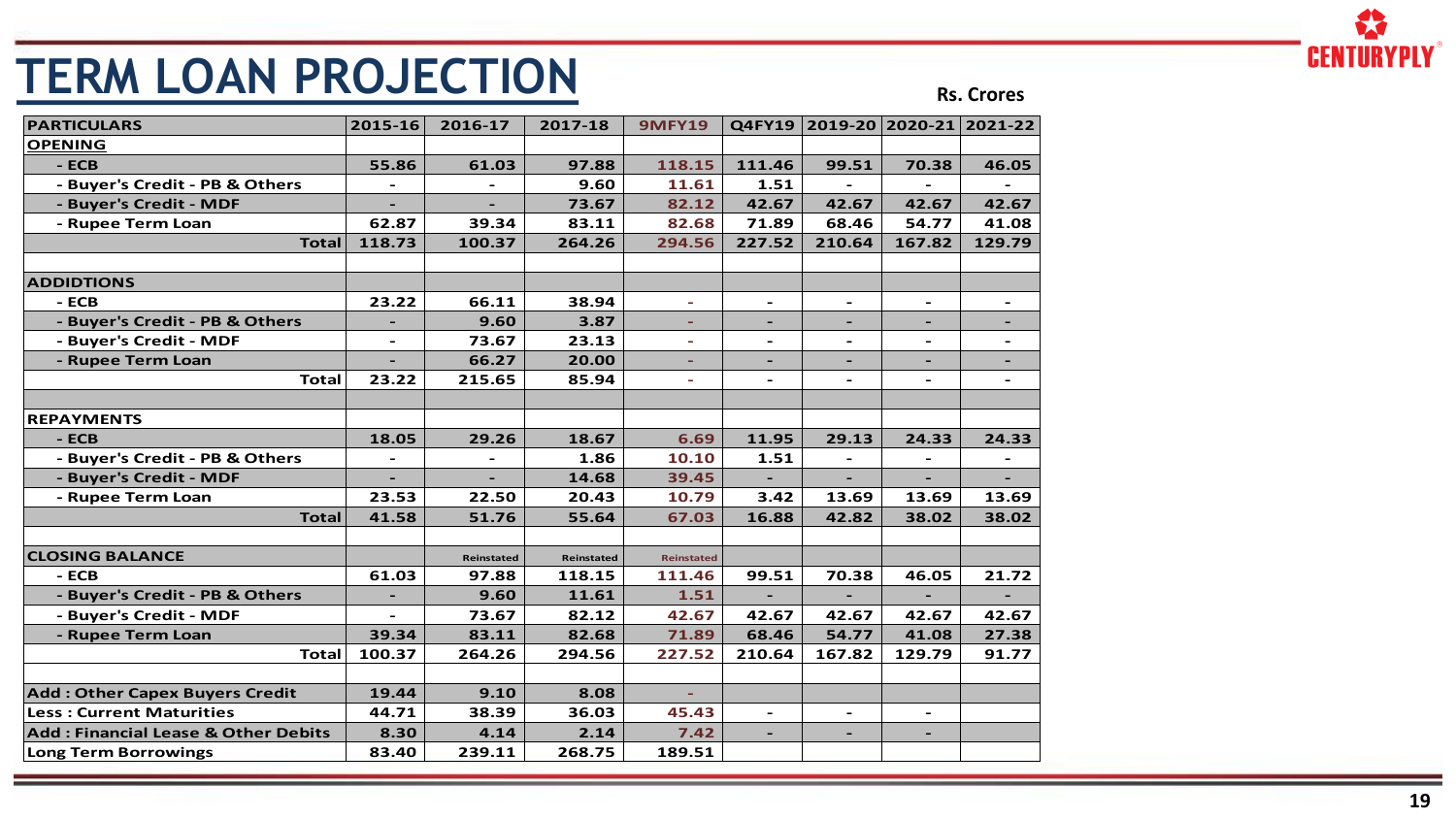# TERM LOAN PROJECTION

Rs. Crores

| PARTICULARS | 2015-16 | 2016-17 | 2017-18 | 9MFY19 | Q4FY19 | 2019-20 | 2020-21 | 2021-22 |
|---|---|---|---|---|---|---|---|---|
| **OPENING** | | | | | | | | |
| - ECB | 55.86 | 61.03 | 97.88 | 118.15 | 111.46 | 99.51 | 70.38 | 46.05 |
| - Buyer's Credit - PB & Others | - | - | 9.60 | 11.61 | 1.51 | - | - | - |
| - Buyer's Credit - MDF | - | - | 73.67 | 82.12 | 42.67 | 42.67 | 42.67 | 42.67 |
| - Rupee Term Loan | 62.87 | 39.34 | 83.11 | 82.68 | 71.89 | 68.46 | 54.77 | 41.08 |
| Total | 118.73 | 100.37 | 264.26 | 294.56 | 227.52 | 210.64 | 167.82 | 129.79 |
| | | | | | | | | |
| **ADDIDTIONS** | | | | | | | | |
| - ECB | 23.22 | 66.11 | 38.94 | - | - | - | - | - |
| - Buyer's Credit - PB & Others | - | 9.60 | 3.87 | - | - | - | - | - |
| - Buyer's Credit - MDF | - | 73.67 | 23.13 | - | - | - | - | - |
| - Rupee Term Loan | - | 66.27 | 20.00 | - | - | - | - | - |
| Total | 23.22 | 215.65 | 85.94 | - | - | - | - | - |
| | | | | | | | | |
| **REPAYMENTS** | | | | | | | | |
| - ECB | 18.05 | 29.26 | 18.67 | 6.69 | 11.95 | 29.13 | 24.33 | 24.33 |
| - Buyer's Credit - PB & Others | - | - | 1.86 | 10.10 | 1.51 | - | - | - |
| - Buyer's Credit - MDF | - | - | 14.68 | 39.45 | - | - | - | - |
| - Rupee Term Loan | 23.53 | 22.50 | 20.43 | 10.79 | 3.42 | 13.69 | 13.69 | 13.69 |
| Total | 41.58 | 51.76 | 55.64 | 67.03 | 16.88 | 42.82 | 38.02 | 38.02 |
| | | | | | | | | |
| **CLOSING BALANCE** | | Reinstated | Reinstated | Reinstated | | | | |
| - ECB | 61.03 | 97.88 | 118.15 | 111.46 | 99.51 | 70.38 | 46.05 | 21.72 |
| - Buyer's Credit - PB & Others | - | 9.60 | 11.61 | 1.51 | - | - | - | - |
| - Buyer's Credit - MDF | - | 73.67 | 82.12 | 42.67 | 42.67 | 42.67 | 42.67 | 42.67 |
| - Rupee Term Loan | 39.34 | 83.11 | 82.68 | 71.89 | 68.46 | 54.77 | 41.08 | 27.38 |
| Total | 100.37 | 264.26 | 294.56 | 227.52 | 210.64 | 167.82 | 129.79 | 91.77 |
| | | | | | | | | |
| **Add : Other Capex Buyers Credit** | 19.44 | 9.10 | 8.08 | - | | | | |
| **Less : Current Maturities** | 44.71 | 38.39 | 36.03 | 45.43 | - | - | - | |
| **Add : Financial Lease & Other Debits** | 8.30 | 4.14 | 2.14 | 7.42 | - | - | - | |
| **Long Term Borrowings** | 83.40 | 239.11 | 268.75 | 189.51 | | | | |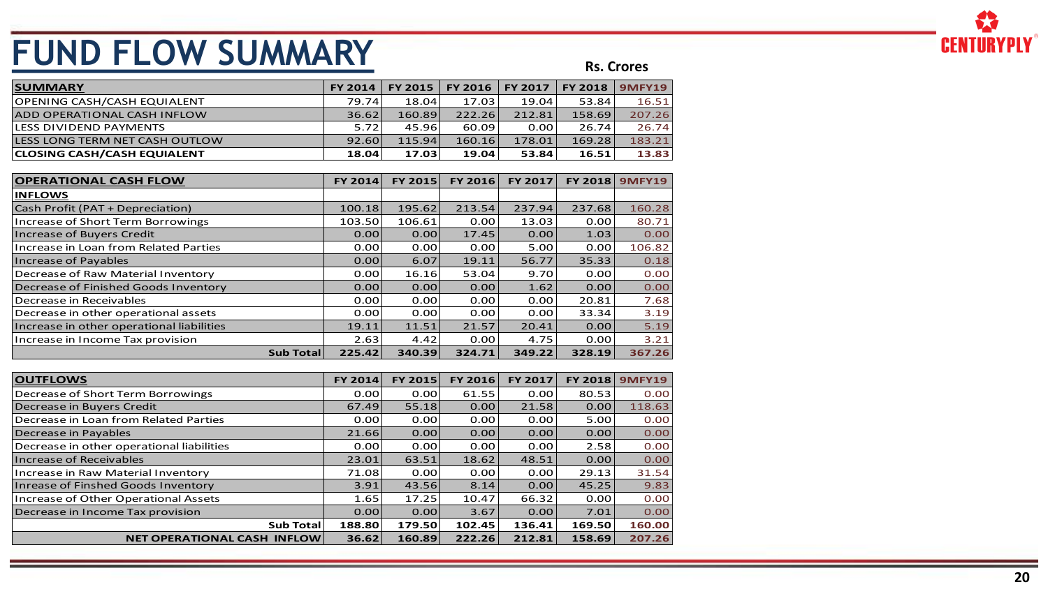# FUND FLOW SUMMARY

Rs. Crores

| SUMMARY | FY 2014 | FY 2015 | FY 2016 | FY 2017 | FY 2018 | 9MFY19 |
|---|---|---|---|---|---|---|
| OPENING CASH/CASH EQUIALENT | 79.74 | 18.04 | 17.03 | 19.04 | 53.84 | 16.51 |
| ADD OPERATIONAL CASH INFLOW | 36.62 | 160.89 | 222.26 | 212.81 | 158.69 | 207.26 |
| LESS DIVIDEND PAYMENTS | 5.72 | 45.96 | 60.09 | 0.00 | 26.74 | 26.74 |
| LESS LONG TERM NET CASH OUTLOW | 92.60 | 115.94 | 160.16 | 178.01 | 169.28 | 183.21 |
| **CLOSING CASH/CASH EQUIALENT** | **18.04** | **17.03** | **19.04** | **53.84** | **16.51** | **13.83** |

| OPERATIONAL CASH FLOW | FY 2014 | FY 2015 | FY 2016 | FY 2017 | FY 2018 | 9MFY19 |
|---|---|---|---|---|---|---|
| **INFLOWS** | | | | | | |
| Cash Profit (PAT + Depreciation) | 100.18 | 195.62 | 213.54 | 237.94 | 237.68 | 160.28 |
| Increase of Short Term Borrowings | 103.50 | 106.61 | 0.00 | 13.03 | 0.00 | 80.71 |
| Increase of Buyers Credit | 0.00 | 0.00 | 17.45 | 0.00 | 1.03 | 0.00 |
| Increase in Loan from Related Parties | 0.00 | 0.00 | 0.00 | 5.00 | 0.00 | 106.82 |
| Increase of Payables | 0.00 | 6.07 | 19.11 | 56.77 | 35.33 | 0.18 |
| Decrease of Raw Material Inventory | 0.00 | 16.16 | 53.04 | 9.70 | 0.00 | 0.00 |
| Decrease of Finished Goods Inventory | 0.00 | 0.00 | 0.00 | 1.62 | 0.00 | 0.00 |
| Decrease in Receivables | 0.00 | 0.00 | 0.00 | 0.00 | 20.81 | 7.68 |
| Decrease in other operational assets | 0.00 | 0.00 | 0.00 | 0.00 | 33.34 | 3.19 |
| Increase in other operational liabilities | 19.11 | 11.51 | 21.57 | 20.41 | 0.00 | 5.19 |
| Increase in Income Tax provision | 2.63 | 4.42 | 0.00 | 4.75 | 0.00 | 3.21 |
| **Sub Total** | **225.42** | **340.39** | **324.71** | **349.22** | **328.19** | **367.26** |

| OUTFLOWS | FY 2014 | FY 2015 | FY 2016 | FY 2017 | FY 2018 | 9MFY19 |
|---|---|---|---|---|---|---|
| Decrease of Short Term Borrowings | 0.00 | 0.00 | 61.55 | 0.00 | 80.53 | 0.00 |
| Decrease in Buyers Credit | 67.49 | 55.18 | 0.00 | 21.58 | 0.00 | 118.63 |
| Decrease in Loan from Related Parties | 0.00 | 0.00 | 0.00 | 0.00 | 5.00 | 0.00 |
| Decrease in Payables | 21.66 | 0.00 | 0.00 | 0.00 | 0.00 | 0.00 |
| Decrease in other operational liabilities | 0.00 | 0.00 | 0.00 | 0.00 | 2.58 | 0.00 |
| Increase of Receivables | 23.01 | 63.51 | 18.62 | 48.51 | 0.00 | 0.00 |
| Increase in Raw Material Inventory | 71.08 | 0.00 | 0.00 | 0.00 | 29.13 | 31.54 |
| Inrease of Finshed Goods Inventory | 3.91 | 43.56 | 8.14 | 0.00 | 45.25 | 9.83 |
| Increase of Other Operational Assets | 1.65 | 17.25 | 10.47 | 66.32 | 0.00 | 0.00 |
| Decrease in Income Tax provision | 0.00 | 0.00 | 3.67 | 0.00 | 7.01 | 0.00 |
| **Sub Total** | **188.80** | **179.50** | **102.45** | **136.41** | **169.50** | **160.00** |
| **NET OPERATIONAL CASH INFLOW** | **36.62** | **160.89** | **222.26** | **212.81** | **158.69** | **207.26** |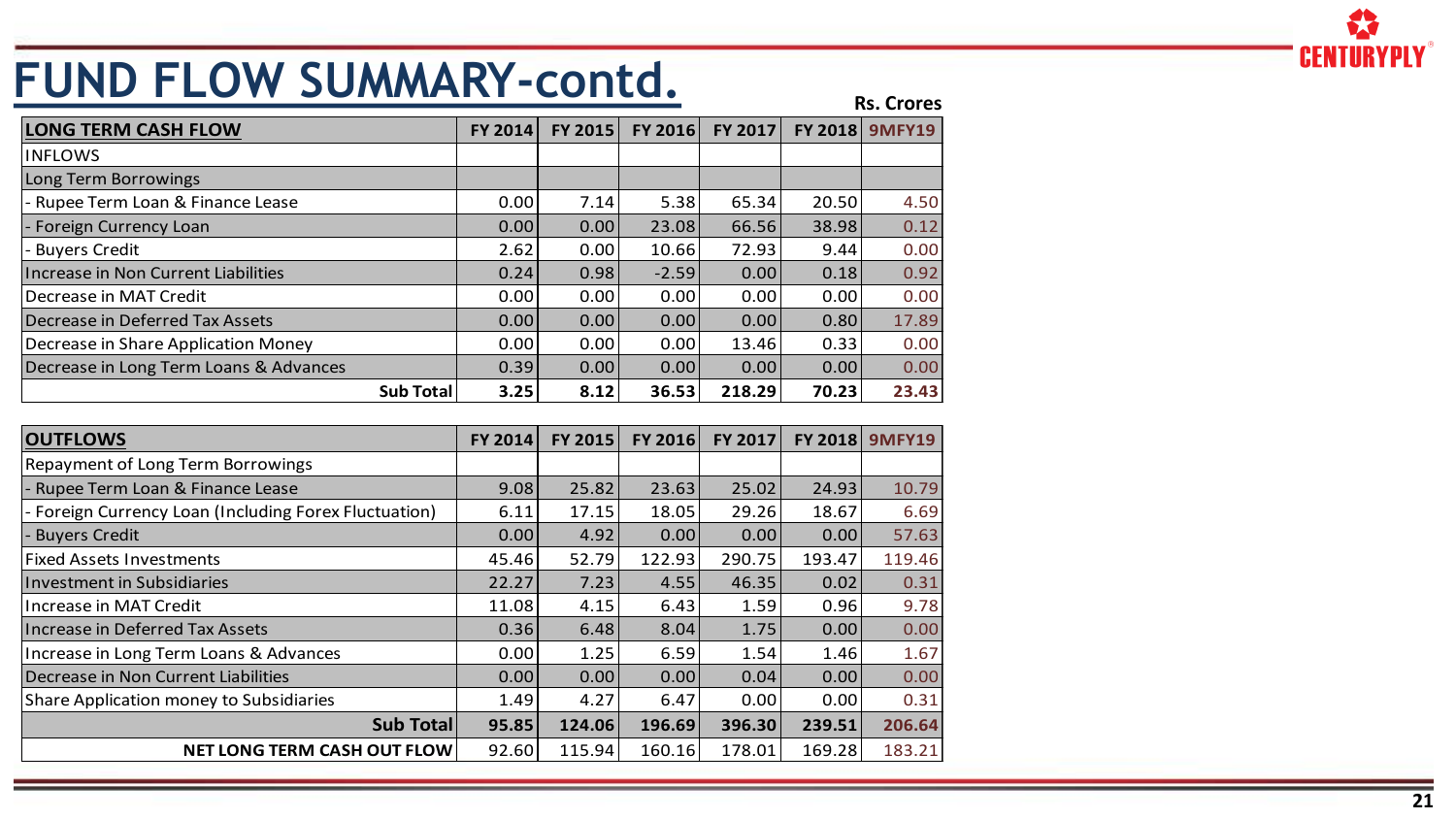# FUND FLOW SUMMARY-contd.

Rs. Crores

| LONG TERM CASH FLOW | FY 2014 | FY 2015 | FY 2016 | FY 2017 | FY 2018 | 9MFY19 |
|---|---|---|---|---|---|---|
| INFLOWS | | | | | | |
| Long Term Borrowings | | | | | | |
| - Rupee Term Loan & Finance Lease | 0.00 | 7.14 | 5.38 | 65.34 | 20.50 | 4.50 |
| - Foreign Currency Loan | 0.00 | 0.00 | 23.08 | 66.56 | 38.98 | 0.12 |
| - Buyers Credit | 2.62 | 0.00 | 10.66 | 72.93 | 9.44 | 0.00 |
| Increase in Non Current Liabilities | 0.24 | 0.98 | -2.59 | 0.00 | 0.18 | 0.92 |
| Decrease in MAT Credit | 0.00 | 0.00 | 0.00 | 0.00 | 0.00 | 0.00 |
| Decrease in Deferred Tax Assets | 0.00 | 0.00 | 0.00 | 0.00 | 0.80 | 17.89 |
| Decrease in Share Application Money | 0.00 | 0.00 | 0.00 | 13.46 | 0.33 | 0.00 |
| Decrease in Long Term Loans & Advances | 0.39 | 0.00 | 0.00 | 0.00 | 0.00 | 0.00 |
| **Sub Total** | **3.25** | **8.12** | **36.53** | **218.29** | **70.23** | **23.43** |

| OUTFLOWS | FY 2014 | FY 2015 | FY 2016 | FY 2017 | FY 2018 | 9MFY19 |
|---|---|---|---|---|---|---|
| Repayment of Long Term Borrowings | | | | | | |
| - Rupee Term Loan & Finance Lease | 9.08 | 25.82 | 23.63 | 25.02 | 24.93 | 10.79 |
| - Foreign Currency Loan (Including Forex Fluctuation) | 6.11 | 17.15 | 18.05 | 29.26 | 18.67 | 6.69 |
| - Buyers Credit | 0.00 | 4.92 | 0.00 | 0.00 | 0.00 | 57.63 |
| Fixed Assets Investments | 45.46 | 52.79 | 122.93 | 290.75 | 193.47 | 119.46 |
| Investment in Subsidiaries | 22.27 | 7.23 | 4.55 | 46.35 | 0.02 | 0.31 |
| Increase in MAT Credit | 11.08 | 4.15 | 6.43 | 1.59 | 0.96 | 9.78 |
| Increase in Deferred Tax Assets | 0.36 | 6.48 | 8.04 | 1.75 | 0.00 | 0.00 |
| Increase in Long Term Loans & Advances | 0.00 | 1.25 | 6.59 | 1.54 | 1.46 | 1.67 |
| Decrease in Non Current Liabilities | 0.00 | 0.00 | 0.00 | 0.04 | 0.00 | 0.00 |
| Share Application money to Subsidiaries | 1.49 | 4.27 | 6.47 | 0.00 | 0.00 | 0.31 |
| **Sub Total** | **95.85** | **124.06** | **196.69** | **396.30** | **239.51** | **206.64** |
| **NET LONG TERM CASH OUT FLOW** | 92.60 | 115.94 | 160.16 | 178.01 | 169.28 | 183.21 |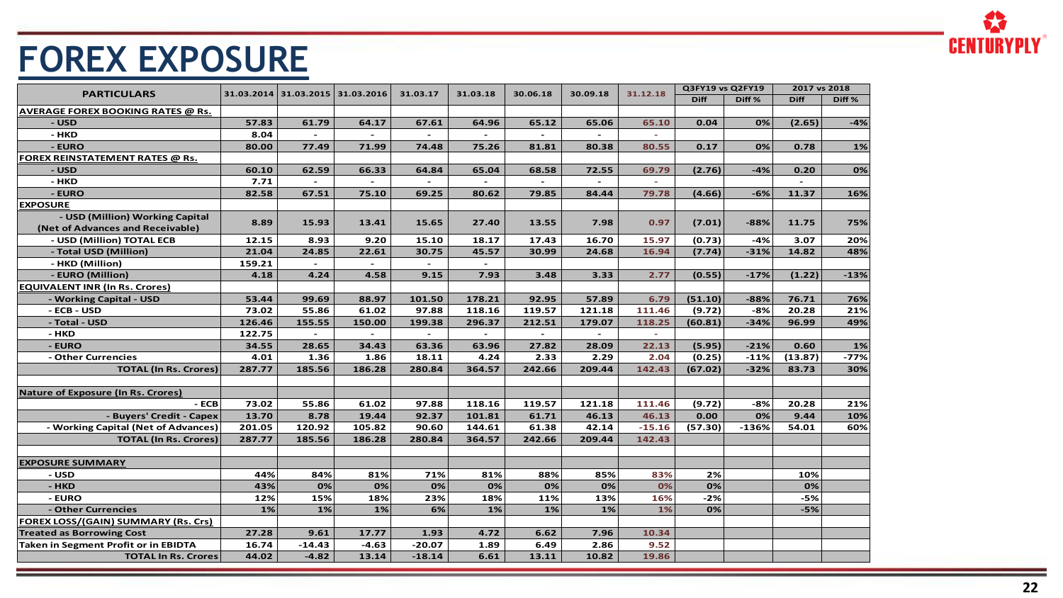# FOREX EXPOSURE

| PARTICULARS | 31.03.2014 | 31.03.2015 | 31.03.2016 | 31.03.17 | 31.03.18 | 30.06.18 | 30.09.18 | 31.12.18 | Q3FY19 vs Q2FY19 | | 2017 vs 2018 | |
|---|---|---|---|---|---|---|---|---|---|---|---|---|
| | | | | | | | | | Diff | Diff % | Diff | Diff % |
| **AVERAGE FOREX BOOKING RATES @ Rs.** | | | | | | | | | | | | |
| - USD | 57.83 | 61.79 | 64.17 | 67.61 | 64.96 | 65.12 | 65.06 | 65.10 | 0.04 | 0% | (2.65) | -4% |
| - HKD | 8.04 | - | - | - | - | - | - | - | | | | |
| - EURO | 80.00 | 77.49 | 71.99 | 74.48 | 75.26 | 81.81 | 80.38 | 80.55 | 0.17 | 0% | 0.78 | 1% |
| **FOREX REINSTATEMENT RATES @ Rs.** | | | | | | | | | | | | |
| - USD | 60.10 | 62.59 | 66.33 | 64.84 | 65.04 | 68.58 | 72.55 | 69.79 | (2.76) | -4% | 0.20 | 0% |
| - HKD | 7.71 | - | - | - | - | - | - | - | | | - | |
| - EURO | 82.58 | 67.51 | 75.10 | 69.25 | 80.62 | 79.85 | 84.44 | 79.78 | (4.66) | -6% | 11.37 | 16% |
| **EXPOSURE** | | | | | | | | | | | | |
| - USD (Million) Working Capital (Net of Advances and Receivable) | 8.89 | 15.93 | 13.41 | 15.65 | 27.40 | 13.55 | 7.98 | 0.97 | (7.01) | -88% | 11.75 | 75% |
| - USD (Million) TOTAL ECB | 12.15 | 8.93 | 9.20 | 15.10 | 18.17 | 17.43 | 16.70 | 15.97 | (0.73) | -4% | 3.07 | 20% |
| - Total USD (Million) | 21.04 | 24.85 | 22.61 | 30.75 | 45.57 | 30.99 | 24.68 | 16.94 | (7.74) | -31% | 14.82 | 48% |
| - HKD (Million) | 159.21 | - | - | - | - | | | | | | | |
| - EURO (Million) | 4.18 | 4.24 | 4.58 | 9.15 | 7.93 | 3.48 | 3.33 | 2.77 | (0.55) | -17% | (1.22) | -13% |
| **EQUIVALENT INR (In Rs. Crores)** | | | | | | | | | | | | |
| - Working Capital - USD | 53.44 | 99.69 | 88.97 | 101.50 | 178.21 | 92.95 | 57.89 | 6.79 | (51.10) | -88% | 76.71 | 76% |
| - ECB - USD | 73.02 | 55.86 | 61.02 | 97.88 | 118.16 | 119.57 | 121.18 | 111.46 | (9.72) | -8% | 20.28 | 21% |
| - Total - USD | 126.46 | 155.55 | 150.00 | 199.38 | 296.37 | 212.51 | 179.07 | 118.25 | (60.81) | -34% | 96.99 | 49% |
| - HKD | 122.75 | - | - | - | - | - | - | - | | | | |
| - EURO | 34.55 | 28.65 | 34.43 | 63.36 | 63.96 | 27.82 | 28.09 | 22.13 | (5.95) | -21% | 0.60 | 1% |
| - Other Currencies | 4.01 | 1.36 | 1.86 | 18.11 | 4.24 | 2.33 | 2.29 | 2.04 | (0.25) | -11% | (13.87) | -77% |
| **TOTAL (In Rs. Crores)** | 287.77 | 185.56 | 186.28 | 280.84 | 364.57 | 242.66 | 209.44 | 142.43 | (67.02) | -32% | 83.73 | 30% |
| | | | | | | | | | | | | |
| **Nature of Exposure (In Rs. Crores)** | | | | | | | | | | | | |
| - ECB | 73.02 | 55.86 | 61.02 | 97.88 | 118.16 | 119.57 | 121.18 | 111.46 | (9.72) | -8% | 20.28 | 21% |
| - Buyers' Credit - Capex | 13.70 | 8.78 | 19.44 | 92.37 | 101.81 | 61.71 | 46.13 | 46.13 | 0.00 | 0% | 9.44 | 10% |
| - Working Capital (Net of Advances) | 201.05 | 120.92 | 105.82 | 90.60 | 144.61 | 61.38 | 42.14 | -15.16 | (57.30) | -136% | 54.01 | 60% |
| **TOTAL (In Rs. Crores)** | 287.77 | 185.56 | 186.28 | 280.84 | 364.57 | 242.66 | 209.44 | 142.43 | | | | |
| | | | | | | | | | | | | |
| **EXPOSURE SUMMARY** | | | | | | | | | | | | |
| - USD | 44% | 84% | 81% | 71% | 81% | 88% | 85% | 83% | 2% | | 10% | |
| - HKD | 43% | 0% | 0% | 0% | 0% | 0% | 0% | 0% | 0% | | 0% | |
| - EURO | 12% | 15% | 18% | 23% | 18% | 11% | 13% | 16% | -2% | | -5% | |
| - Other Currencies | 1% | 1% | 1% | 6% | 1% | 1% | 1% | 1% | 0% | | -5% | |
| **FOREX LOSS/(GAIN) SUMMARY (Rs. Crs)** | | | | | | | | | | | | |
| Treated as Borrowing Cost | 27.28 | 9.61 | 17.77 | 1.93 | 4.72 | 6.62 | 7.96 | 10.34 | | | | |
| Taken in Segment Profit or in EBIDTA | 16.74 | -14.43 | -4.63 | -20.07 | 1.89 | 6.49 | 2.86 | 9.52 | | | | |
| **TOTAL In Rs. Crores** | 44.02 | -4.82 | 13.14 | -18.14 | 6.61 | 13.11 | 10.82 | 19.86 | | | | |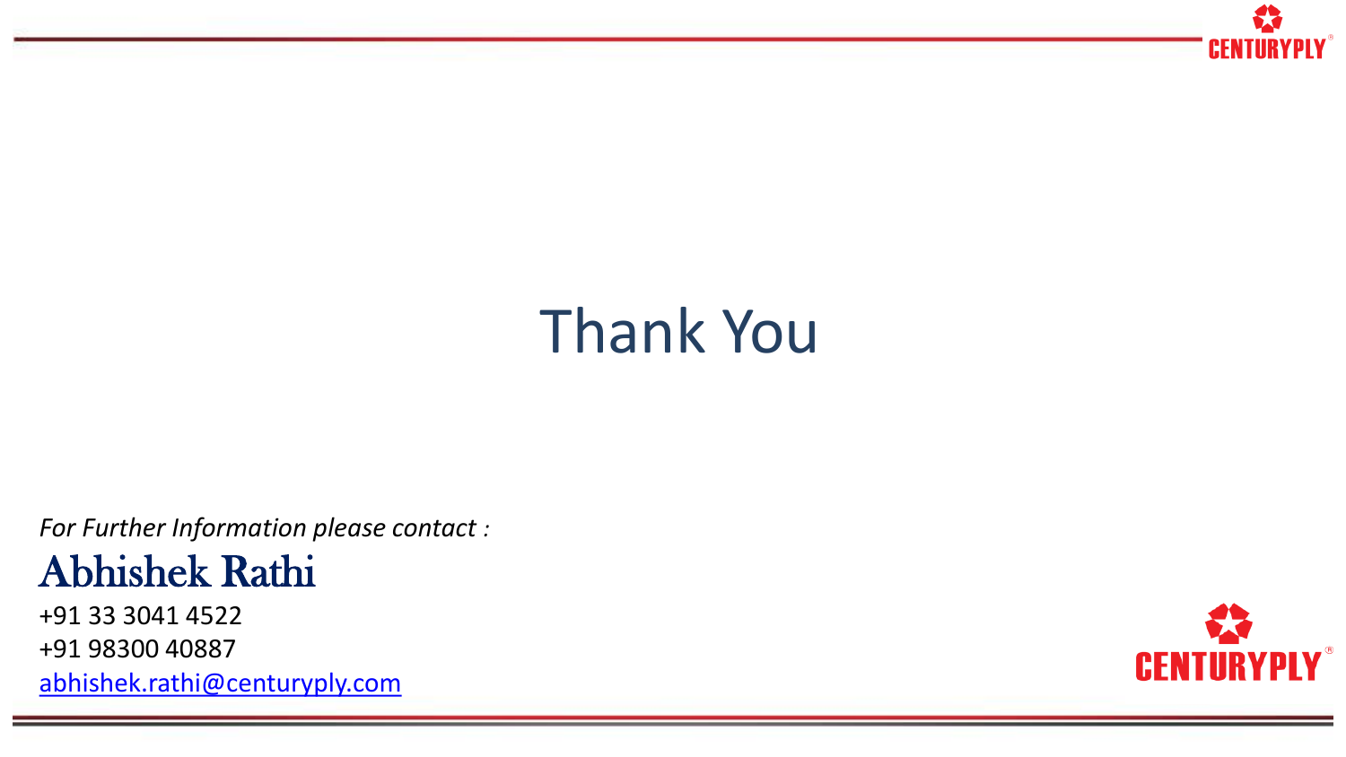# Thank You

*For Further Information please contact :*

**Abhishek Rathi**

+91 33 3041 4522

+91 98300 40887

abhishek.rathi@centuryply.com